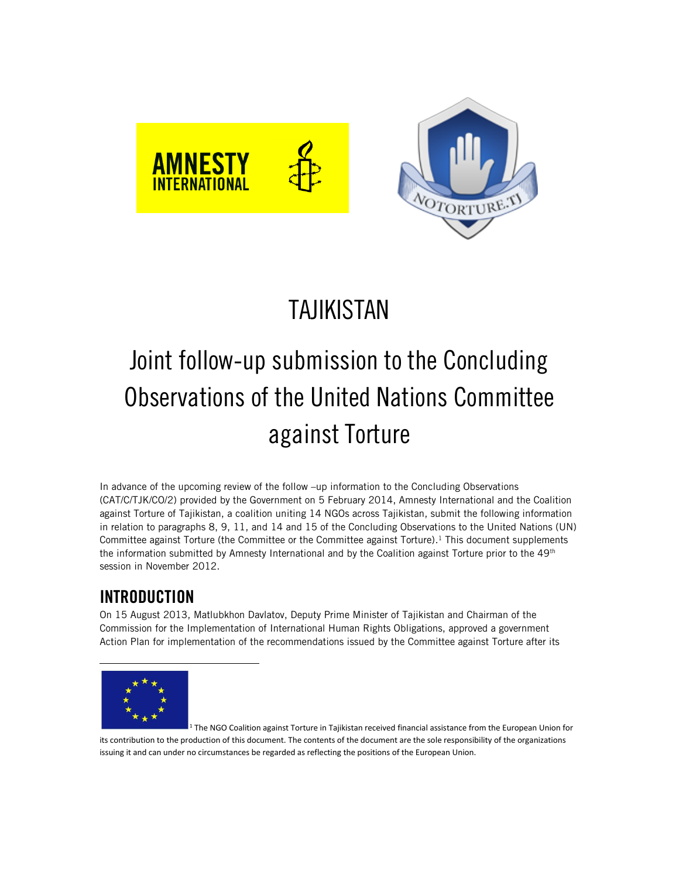# TAJIKISTAN

# Joint follow-up submission to the Concluding Observations of the United Nations Committee against Torture

In advance of the upcoming review of the follow –up information to the Concluding Observations (CAT/C/TJK/CO/2) provided by the Government on 5 February 2014, Amnesty International and the Coalition against Torture of Tajikistan, a coalition uniting 14 NGOs across Tajikistan, submit the following information in relation to paragraphs 8, 9, 11, and 14 and 15 of the Concluding Observations to the United Nations (UN) Committee against Torture (the Committee or the Committee against Torture).[1] This document supplements the information submitted by Amnesty International and by the Coalition against Torture prior to the 49th session in November 2012.

## INTRODUCTION

On 15 August 2013, Matlubkhon Davlatov, Deputy Prime Minister of Tajikistan and Chairman of the Commission for the Implementation of International Human Rights Obligations, approved a government Action Plan for implementation of the recommendations issued by the Committee against Torture after its

---

[1] The NGO Coalition against Torture in Tajikistan received financial assistance from the European Union for its contribution to the production of this document. The contents of the document are the sole responsibility of the organizations issuing it and can under no circumstances be regarded as reflecting the positions of the European Union.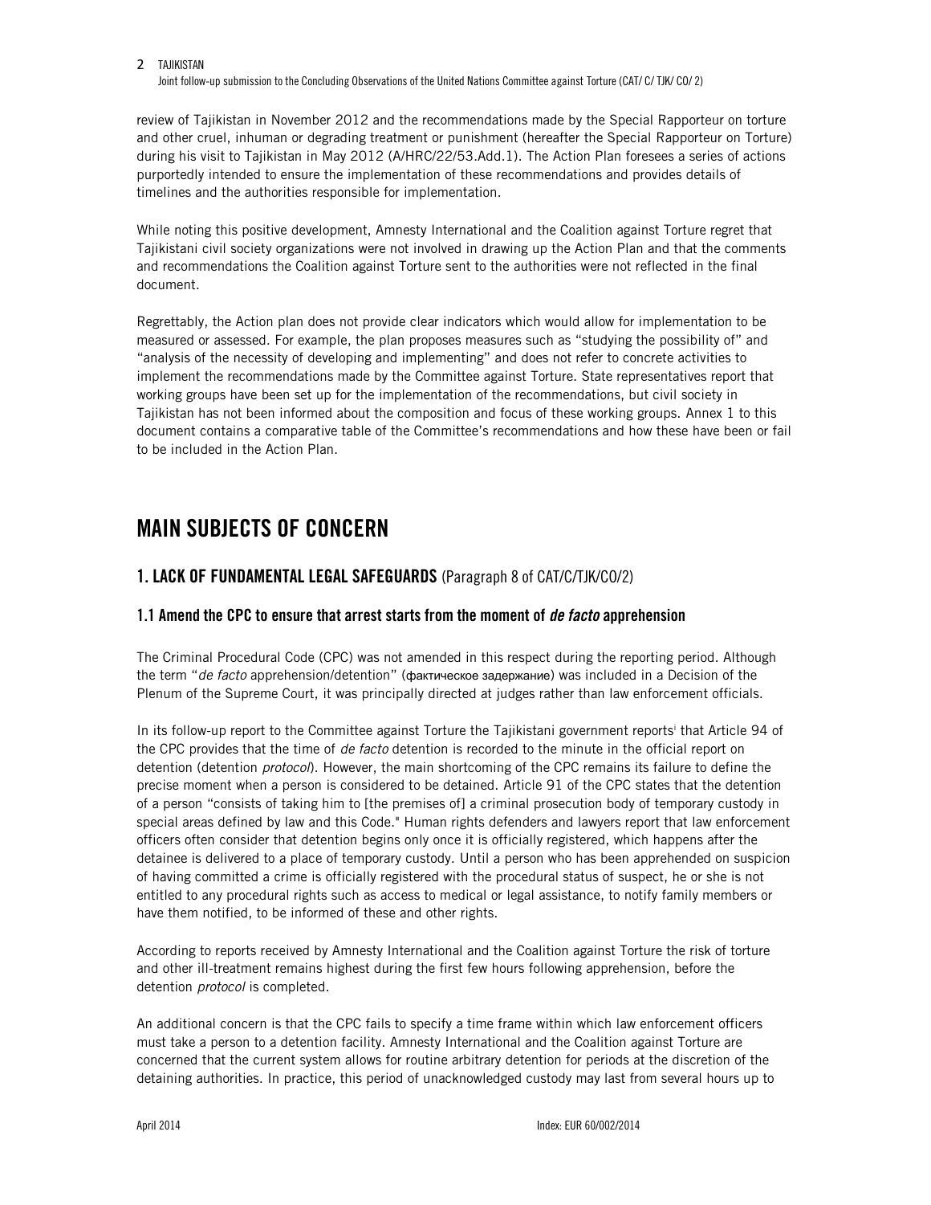review of Tajikistan in November 2012 and the recommendations made by the Special Rapporteur on torture and other cruel, inhuman or degrading treatment or punishment (hereafter the Special Rapporteur on Torture) during his visit to Tajikistan in May 2012 (A/HRC/22/53.Add.1). The Action Plan foresees a series of actions purportedly intended to ensure the implementation of these recommendations and provides details of timelines and the authorities responsible for implementation.

While noting this positive development, Amnesty International and the Coalition against Torture regret that Tajikistani civil society organizations were not involved in drawing up the Action Plan and that the comments and recommendations the Coalition against Torture sent to the authorities were not reflected in the final document.

Regrettably, the Action plan does not provide clear indicators which would allow for implementation to be measured or assessed. For example, the plan proposes measures such as "studying the possibility of" and "analysis of the necessity of developing and implementing" and does not refer to concrete activities to implement the recommendations made by the Committee against Torture. State representatives report that working groups have been set up for the implementation of the recommendations, but civil society in Tajikistan has not been informed about the composition and focus of these working groups. Annex 1 to this document contains a comparative table of the Committee's recommendations and how these have been or fail to be included in the Action Plan.

# MAIN SUBJECTS OF CONCERN

## 1. LACK OF FUNDAMENTAL LEGAL SAFEGUARDS (Paragraph 8 of CAT/C/TJK/CO/2)

### 1.1 Amend the CPC to ensure that arrest starts from the moment of *de facto* apprehension

The Criminal Procedural Code (CPC) was not amended in this respect during the reporting period. Although the term "*de facto* apprehension/detention" (фактическое задержание) was included in a Decision of the Plenum of the Supreme Court, it was principally directed at judges rather than law enforcement officials.

In its follow-up report to the Committee against Torture the Tajikistani government reports[i] that Article 94 of the CPC provides that the time of *de facto* detention is recorded to the minute in the official report on detention (detention *protocol*). However, the main shortcoming of the CPC remains its failure to define the precise moment when a person is considered to be detained. Article 91 of the CPC states that the detention of a person "consists of taking him to [the premises of] a criminal prosecution body of temporary custody in special areas defined by law and this Code." Human rights defenders and lawyers report that law enforcement officers often consider that detention begins only once it is officially registered, which happens after the detainee is delivered to a place of temporary custody. Until a person who has been apprehended on suspicion of having committed a crime is officially registered with the procedural status of suspect, he or she is not entitled to any procedural rights such as access to medical or legal assistance, to notify family members or have them notified, to be informed of these and other rights.

According to reports received by Amnesty International and the Coalition against Torture the risk of torture and other ill-treatment remains highest during the first few hours following apprehension, before the detention *protocol* is completed.

An additional concern is that the CPC fails to specify a time frame within which law enforcement officers must take a person to a detention facility. Amnesty International and the Coalition against Torture are concerned that the current system allows for routine arbitrary detention for periods at the discretion of the detaining authorities. In practice, this period of unacknowledged custody may last from several hours up to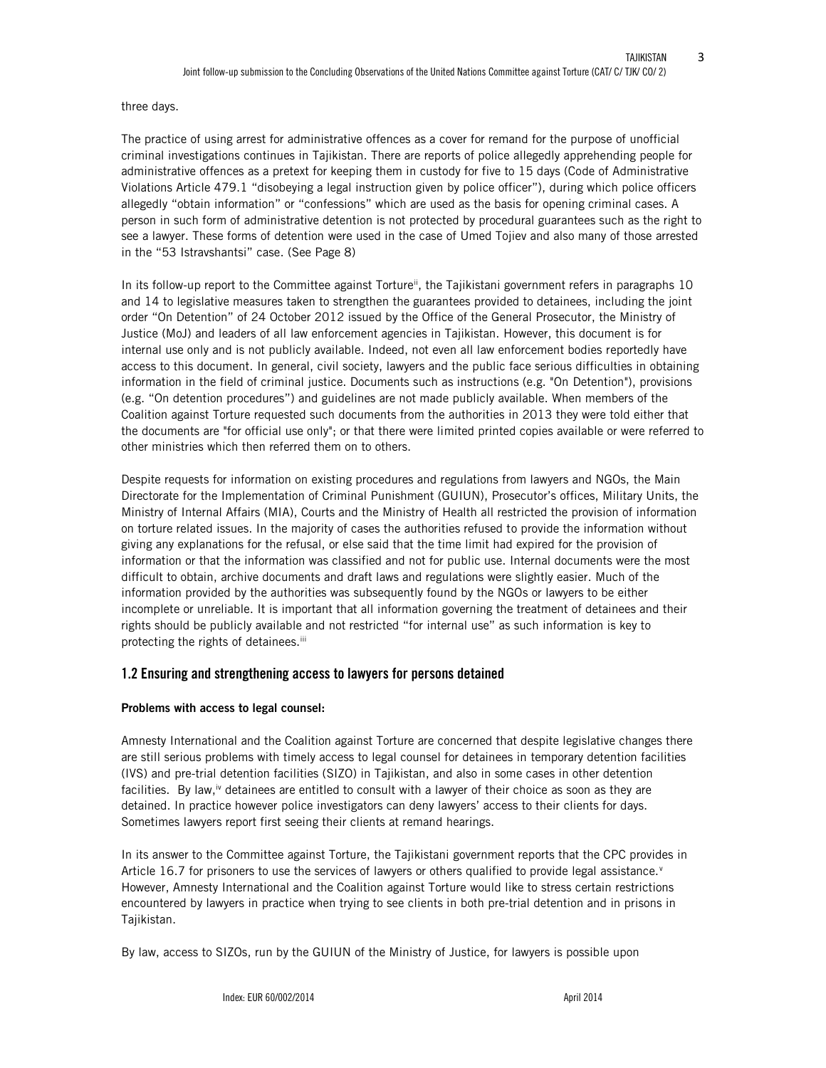three days.

The practice of using arrest for administrative offences as a cover for remand for the purpose of unofficial criminal investigations continues in Tajikistan. There are reports of police allegedly apprehending people for administrative offences as a pretext for keeping them in custody for five to 15 days (Code of Administrative Violations Article 479.1 "disobeying a legal instruction given by police officer"), during which police officers allegedly "obtain information" or "confessions" which are used as the basis for opening criminal cases. A person in such form of administrative detention is not protected by procedural guarantees such as the right to see a lawyer. These forms of detention were used in the case of Umed Tojiev and also many of those arrested in the "53 Istravshantsi" case. (See Page 8)

In its follow-up report to the Committee against Torture[ii], the Tajikistani government refers in paragraphs 10 and 14 to legislative measures taken to strengthen the guarantees provided to detainees, including the joint order "On Detention" of 24 October 2012 issued by the Office of the General Prosecutor, the Ministry of Justice (MoJ) and leaders of all law enforcement agencies in Tajikistan. However, this document is for internal use only and is not publicly available. Indeed, not even all law enforcement bodies reportedly have access to this document. In general, civil society, lawyers and the public face serious difficulties in obtaining information in the field of criminal justice. Documents such as instructions (e.g. "On Detention"), provisions (e.g. "On detention procedures") and guidelines are not made publicly available. When members of the Coalition against Torture requested such documents from the authorities in 2013 they were told either that the documents are "for official use only"; or that there were limited printed copies available or were referred to other ministries which then referred them on to others.

Despite requests for information on existing procedures and regulations from lawyers and NGOs, the Main Directorate for the Implementation of Criminal Punishment (GUIUN), Prosecutor's offices, Military Units, the Ministry of Internal Affairs (MIA), Courts and the Ministry of Health all restricted the provision of information on torture related issues. In the majority of cases the authorities refused to provide the information without giving any explanations for the refusal, or else said that the time limit had expired for the provision of information or that the information was classified and not for public use. Internal documents were the most difficult to obtain, archive documents and draft laws and regulations were slightly easier. Much of the information provided by the authorities was subsequently found by the NGOs or lawyers to be either incomplete or unreliable. It is important that all information governing the treatment of detainees and their rights should be publicly available and not restricted "for internal use" as such information is key to protecting the rights of detainees.[iii]

## 1.2 Ensuring and strengthening access to lawyers for persons detained

**Problems with access to legal counsel:**

Amnesty International and the Coalition against Torture are concerned that despite legislative changes there are still serious problems with timely access to legal counsel for detainees in temporary detention facilities (IVS) and pre-trial detention facilities (SIZO) in Tajikistan, and also in some cases in other detention facilities. By law,[iv] detainees are entitled to consult with a lawyer of their choice as soon as they are detained. In practice however police investigators can deny lawyers' access to their clients for days. Sometimes lawyers report first seeing their clients at remand hearings.

In its answer to the Committee against Torture, the Tajikistani government reports that the CPC provides in Article 16.7 for prisoners to use the services of lawyers or others qualified to provide legal assistance.[v] However, Amnesty International and the Coalition against Torture would like to stress certain restrictions encountered by lawyers in practice when trying to see clients in both pre-trial detention and in prisons in Tajikistan.

By law, access to SIZOs, run by the GUIUN of the Ministry of Justice, for lawyers is possible upon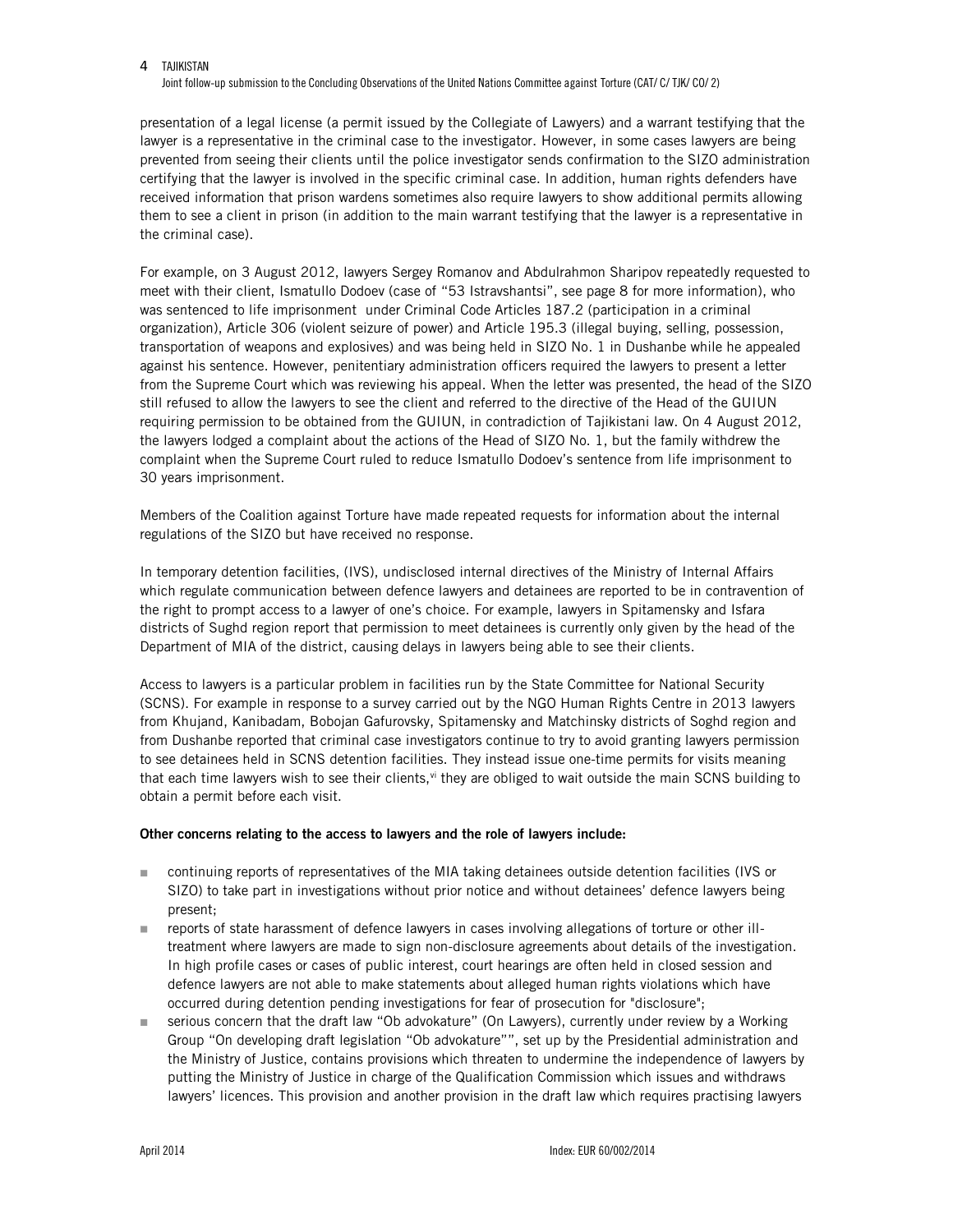presentation of a legal license (a permit issued by the Collegiate of Lawyers) and a warrant testifying that the lawyer is a representative in the criminal case to the investigator. However, in some cases lawyers are being prevented from seeing their clients until the police investigator sends confirmation to the SIZO administration certifying that the lawyer is involved in the specific criminal case. In addition, human rights defenders have received information that prison wardens sometimes also require lawyers to show additional permits allowing them to see a client in prison (in addition to the main warrant testifying that the lawyer is a representative in the criminal case).

For example, on 3 August 2012, lawyers Sergey Romanov and Abdulrahmon Sharipov repeatedly requested to meet with their client, Ismatullo Dodoev (case of "53 Istravshantsi", see page 8 for more information), who was sentenced to life imprisonment under Criminal Code Articles 187.2 (participation in a criminal organization), Article 306 (violent seizure of power) and Article 195.3 (illegal buying, selling, possession, transportation of weapons and explosives) and was being held in SIZO No. 1 in Dushanbe while he appealed against his sentence. However, penitentiary administration officers required the lawyers to present a letter from the Supreme Court which was reviewing his appeal. When the letter was presented, the head of the SIZO still refused to allow the lawyers to see the client and referred to the directive of the Head of the GUIUN requiring permission to be obtained from the GUIUN, in contradiction of Tajikistani law. On 4 August 2012, the lawyers lodged a complaint about the actions of the Head of SIZO No. 1, but the family withdrew the complaint when the Supreme Court ruled to reduce Ismatullo Dodoev's sentence from life imprisonment to 30 years imprisonment.

Members of the Coalition against Torture have made repeated requests for information about the internal regulations of the SIZO but have received no response.

In temporary detention facilities, (IVS), undisclosed internal directives of the Ministry of Internal Affairs which regulate communication between defence lawyers and detainees are reported to be in contravention of the right to prompt access to a lawyer of one's choice. For example, lawyers in Spitamensky and Isfara districts of Sughd region report that permission to meet detainees is currently only given by the head of the Department of MIA of the district, causing delays in lawyers being able to see their clients.

Access to lawyers is a particular problem in facilities run by the State Committee for National Security (SCNS). For example in response to a survey carried out by the NGO Human Rights Centre in 2013 lawyers from Khujand, Kanibadam, Bobojan Gafurovsky, Spitamensky and Matchinsky districts of Soghd region and from Dushanbe reported that criminal case investigators continue to try to avoid granting lawyers permission to see detainees held in SCNS detention facilities. They instead issue one-time permits for visits meaning that each time lawyers wish to see their clients,[vi] they are obliged to wait outside the main SCNS building to obtain a permit before each visit.

**Other concerns relating to the access to lawyers and the role of lawyers include:**

- continuing reports of representatives of the MIA taking detainees outside detention facilities (IVS or SIZO) to take part in investigations without prior notice and without detainees' defence lawyers being present;
- reports of state harassment of defence lawyers in cases involving allegations of torture or other ill-treatment where lawyers are made to sign non-disclosure agreements about details of the investigation. In high profile cases or cases of public interest, court hearings are often held in closed session and defence lawyers are not able to make statements about alleged human rights violations which have occurred during detention pending investigations for fear of prosecution for "disclosure";
- serious concern that the draft law "Ob advokature" (On Lawyers), currently under review by a Working Group "On developing draft legislation "Ob advokature"", set up by the Presidential administration and the Ministry of Justice, contains provisions which threaten to undermine the independence of lawyers by putting the Ministry of Justice in charge of the Qualification Commission which issues and withdraws lawyers' licences. This provision and another provision in the draft law which requires practising lawyers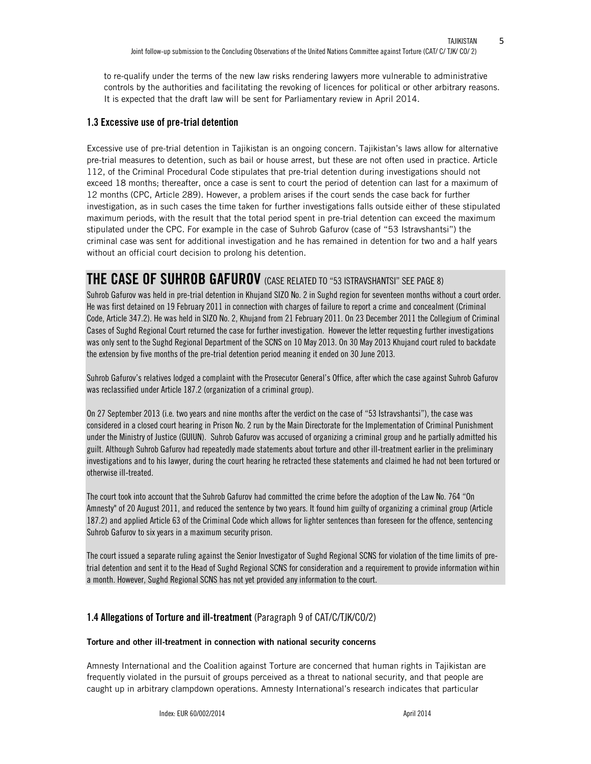to re-qualify under the terms of the new law risks rendering lawyers more vulnerable to administrative controls by the authorities and facilitating the revoking of licences for political or other arbitrary reasons. It is expected that the draft law will be sent for Parliamentary review in April 2014.

### 1.3 Excessive use of pre-trial detention

Excessive use of pre-trial detention in Tajikistan is an ongoing concern. Tajikistan's laws allow for alternative pre-trial measures to detention, such as bail or house arrest, but these are not often used in practice. Article 112, of the Criminal Procedural Code stipulates that pre-trial detention during investigations should not exceed 18 months; thereafter, once a case is sent to court the period of detention can last for a maximum of 12 months (CPC, Article 289). However, a problem arises if the court sends the case back for further investigation, as in such cases the time taken for further investigations falls outside either of these stipulated maximum periods, with the result that the total period spent in pre-trial detention can exceed the maximum stipulated under the CPC. For example in the case of Suhrob Gafurov (case of "53 Istravshantsi") the criminal case was sent for additional investigation and he has remained in detention for two and a half years without an official court decision to prolong his detention.

## THE CASE OF SUHROB GAFUROV (CASE RELATED TO "53 ISTRAVSHANTSI" SEE PAGE 8)

Suhrob Gafurov was held in pre-trial detention in Khujand SIZO No. 2 in Sughd region for seventeen months without a court order. He was first detained on 19 February 2011 in connection with charges of failure to report a crime and concealment (Criminal Code, Article 347.2). He was held in SIZO No. 2, Khujand from 21 February 2011. On 23 December 2011 the Collegium of Criminal Cases of Sughd Regional Court returned the case for further investigation. However the letter requesting further investigations was only sent to the Sughd Regional Department of the SCNS on 10 May 2013. On 30 May 2013 Khujand court ruled to backdate the extension by five months of the pre-trial detention period meaning it ended on 30 June 2013.

Suhrob Gafurov's relatives lodged a complaint with the Prosecutor General's Office, after which the case against Suhrob Gafurov was reclassified under Article 187.2 (organization of a criminal group).

On 27 September 2013 (i.e. two years and nine months after the verdict on the case of "53 Istravshantsi"), the case was considered in a closed court hearing in Prison No. 2 run by the Main Directorate for the Implementation of Criminal Punishment under the Ministry of Justice (GUIUN). Suhrob Gafurov was accused of organizing a criminal group and he partially admitted his guilt. Although Suhrob Gafurov had repeatedly made statements about torture and other ill-treatment earlier in the preliminary investigations and to his lawyer, during the court hearing he retracted these statements and claimed he had not been tortured or otherwise ill-treated.

The court took into account that the Suhrob Gafurov had committed the crime before the adoption of the Law No. 764 "On Amnesty" of 20 August 2011, and reduced the sentence by two years. It found him guilty of organizing a criminal group (Article 187.2) and applied Article 63 of the Criminal Code which allows for lighter sentences than foreseen for the offence, sentencing Suhrob Gafurov to six years in a maximum security prison.

The court issued a separate ruling against the Senior Investigator of Sughd Regional SCNS for violation of the time limits of pre-trial detention and sent it to the Head of Sughd Regional SCNS for consideration and a requirement to provide information within a month. However, Sughd Regional SCNS has not yet provided any information to the court.

### 1.4 Allegations of Torture and ill-treatment (Paragraph 9 of CAT/C/TJK/CO/2)

**Torture and other ill-treatment in connection with national security concerns**

Amnesty International and the Coalition against Torture are concerned that human rights in Tajikistan are frequently violated in the pursuit of groups perceived as a threat to national security, and that people are caught up in arbitrary clampdown operations. Amnesty International's research indicates that particular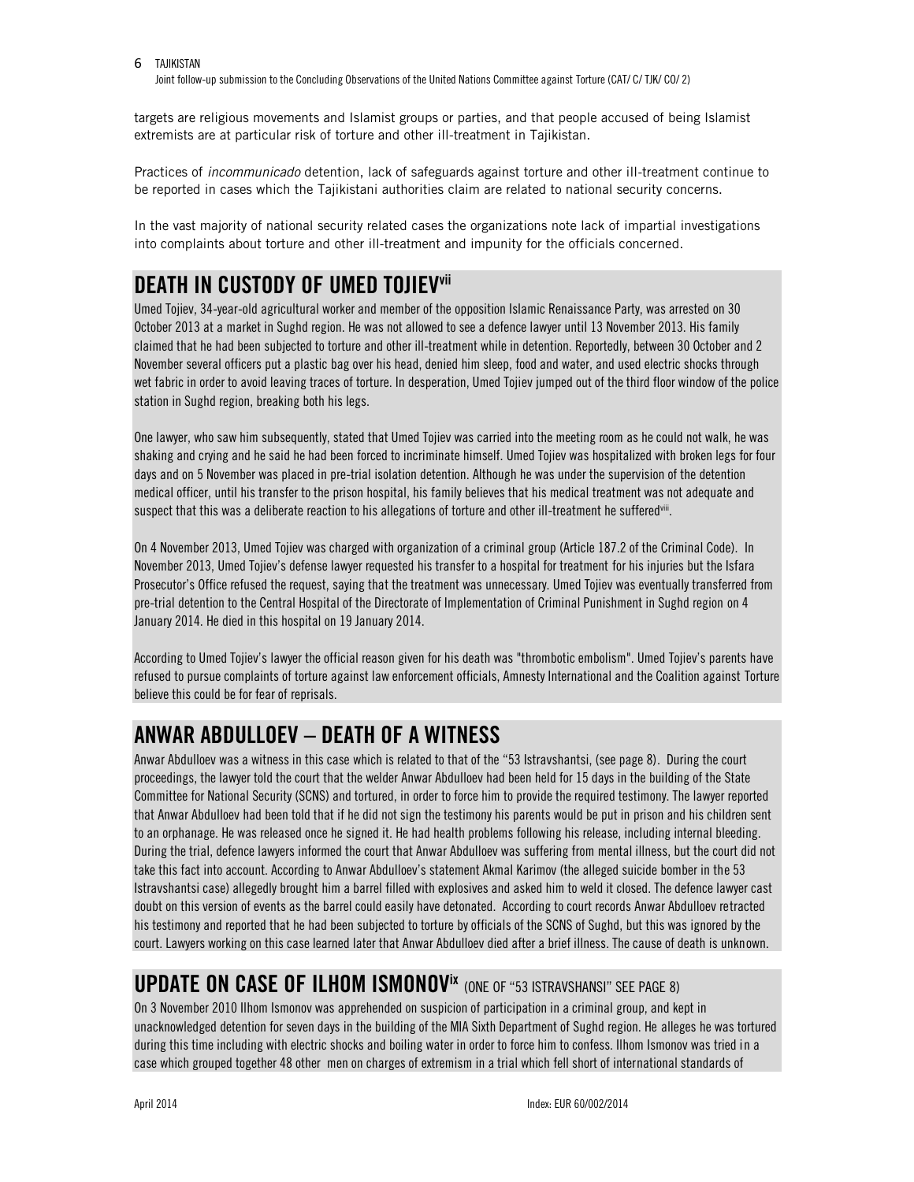targets are religious movements and Islamist groups or parties, and that people accused of being Islamist extremists are at particular risk of torture and other ill-treatment in Tajikistan.

Practices of *incommunicado* detention, lack of safeguards against torture and other ill-treatment continue to be reported in cases which the Tajikistani authorities claim are related to national security concerns.

In the vast majority of national security related cases the organizations note lack of impartial investigations into complaints about torture and other ill-treatment and impunity for the officials concerned.

## DEATH IN CUSTODY OF UMED TOJIEV[vii]

Umed Tojiev, 34-year-old agricultural worker and member of the opposition Islamic Renaissance Party, was arrested on 30 October 2013 at a market in Sughd region. He was not allowed to see a defence lawyer until 13 November 2013. His family claimed that he had been subjected to torture and other ill-treatment while in detention. Reportedly, between 30 October and 2 November several officers put a plastic bag over his head, denied him sleep, food and water, and used electric shocks through wet fabric in order to avoid leaving traces of torture. In desperation, Umed Tojiev jumped out of the third floor window of the police station in Sughd region, breaking both his legs.

One lawyer, who saw him subsequently, stated that Umed Tojiev was carried into the meeting room as he could not walk, he was shaking and crying and he said he had been forced to incriminate himself. Umed Tojiev was hospitalized with broken legs for four days and on 5 November was placed in pre-trial isolation detention. Although he was under the supervision of the detention medical officer, until his transfer to the prison hospital, his family believes that his medical treatment was not adequate and suspect that this was a deliberate reaction to his allegations of torture and other ill-treatment he suffered[viii].

On 4 November 2013, Umed Tojiev was charged with organization of a criminal group (Article 187.2 of the Criminal Code). In November 2013, Umed Tojiev's defense lawyer requested his transfer to a hospital for treatment for his injuries but the Isfara Prosecutor's Office refused the request, saying that the treatment was unnecessary. Umed Tojiev was eventually transferred from pre-trial detention to the Central Hospital of the Directorate of Implementation of Criminal Punishment in Sughd region on 4 January 2014. He died in this hospital on 19 January 2014.

According to Umed Tojiev's lawyer the official reason given for his death was "thrombotic embolism". Umed Tojiev's parents have refused to pursue complaints of torture against law enforcement officials, Amnesty International and the Coalition against Torture believe this could be for fear of reprisals.

## ANWAR ABDULLOEV – DEATH OF A WITNESS

Anwar Abdulloev was a witness in this case which is related to that of the "53 Istravshantsi, (see page 8). During the court proceedings, the lawyer told the court that the welder Anwar Abdulloev had been held for 15 days in the building of the State Committee for National Security (SCNS) and tortured, in order to force him to provide the required testimony. The lawyer reported that Anwar Abdulloev had been told that if he did not sign the testimony his parents would be put in prison and his children sent to an orphanage. He was released once he signed it. He had health problems following his release, including internal bleeding. During the trial, defence lawyers informed the court that Anwar Abdulloev was suffering from mental illness, but the court did not take this fact into account. According to Anwar Abdulloev's statement Akmal Karimov (the alleged suicide bomber in the 53 Istravshantsi case) allegedly brought him a barrel filled with explosives and asked him to weld it closed. The defence lawyer cast doubt on this version of events as the barrel could easily have detonated. According to court records Anwar Abdulloev retracted his testimony and reported that he had been subjected to torture by officials of the SCNS of Sughd, but this was ignored by the court. Lawyers working on this case learned later that Anwar Abdulloev died after a brief illness. The cause of death is unknown.

## UPDATE ON CASE OF ILHOM ISMONOV[ix] (ONE OF "53 ISTRAVSHANSI" SEE PAGE 8)

On 3 November 2010 Ilhom Ismonov was apprehended on suspicion of participation in a criminal group, and kept in unacknowledged detention for seven days in the building of the MIA Sixth Department of Sughd region. He alleges he was tortured during this time including with electric shocks and boiling water in order to force him to confess. Ilhom Ismonov was tried in a case which grouped together 48 other men on charges of extremism in a trial which fell short of international standards of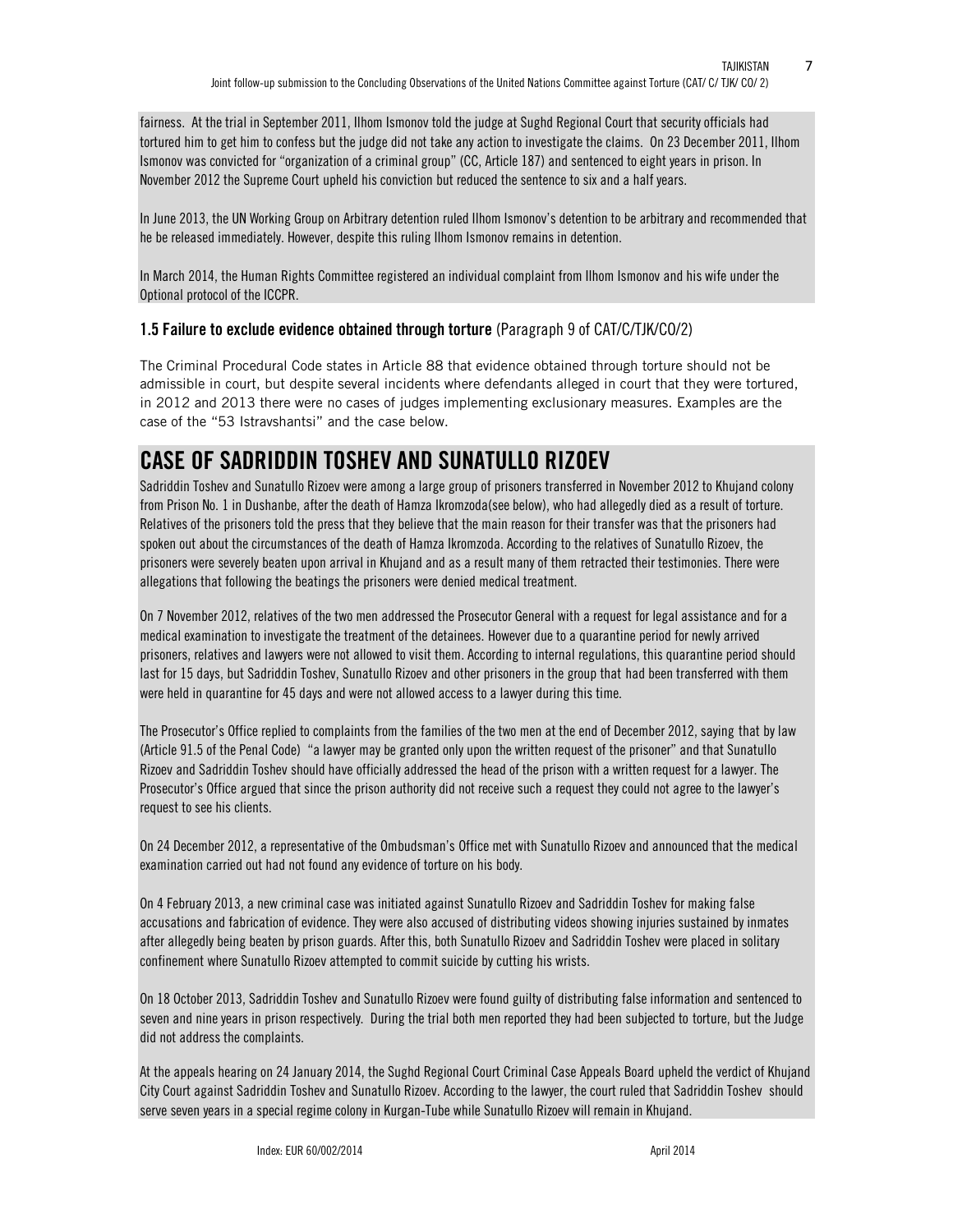fairness. At the trial in September 2011, Ilhom Ismonov told the judge at Sughd Regional Court that security officials had tortured him to get him to confess but the judge did not take any action to investigate the claims. On 23 December 2011, Ilhom Ismonov was convicted for "organization of a criminal group" (CC, Article 187) and sentenced to eight years in prison. In November 2012 the Supreme Court upheld his conviction but reduced the sentence to six and a half years.

In June 2013, the UN Working Group on Arbitrary detention ruled Ilhom Ismonov's detention to be arbitrary and recommended that he be released immediately. However, despite this ruling Ilhom Ismonov remains in detention.

In March 2014, the Human Rights Committee registered an individual complaint from Ilhom Ismonov and his wife under the Optional protocol of the ICCPR.

### 1.5 Failure to exclude evidence obtained through torture (Paragraph 9 of CAT/C/TJK/CO/2)

The Criminal Procedural Code states in Article 88 that evidence obtained through torture should not be admissible in court, but despite several incidents where defendants alleged in court that they were tortured, in 2012 and 2013 there were no cases of judges implementing exclusionary measures. Examples are the case of the "53 Istravshantsi" and the case below.

## CASE OF SADRIDDIN TOSHEV AND SUNATULLO RIZOEV

Sadriddin Toshev and Sunatullo Rizoev were among a large group of prisoners transferred in November 2012 to Khujand colony from Prison No. 1 in Dushanbe, after the death of Hamza Ikromzoda(see below), who had allegedly died as a result of torture. Relatives of the prisoners told the press that they believe that the main reason for their transfer was that the prisoners had spoken out about the circumstances of the death of Hamza Ikromzoda. According to the relatives of Sunatullo Rizoev, the prisoners were severely beaten upon arrival in Khujand and as a result many of them retracted their testimonies. There were allegations that following the beatings the prisoners were denied medical treatment.

On 7 November 2012, relatives of the two men addressed the Prosecutor General with a request for legal assistance and for a medical examination to investigate the treatment of the detainees. However due to a quarantine period for newly arrived prisoners, relatives and lawyers were not allowed to visit them. According to internal regulations, this quarantine period should last for 15 days, but Sadriddin Toshev, Sunatullo Rizoev and other prisoners in the group that had been transferred with them were held in quarantine for 45 days and were not allowed access to a lawyer during this time.

The Prosecutor's Office replied to complaints from the families of the two men at the end of December 2012, saying that by law (Article 91.5 of the Penal Code) "a lawyer may be granted only upon the written request of the prisoner" and that Sunatullo Rizoev and Sadriddin Toshev should have officially addressed the head of the prison with a written request for a lawyer. The Prosecutor's Office argued that since the prison authority did not receive such a request they could not agree to the lawyer's request to see his clients.

On 24 December 2012, a representative of the Ombudsman's Office met with Sunatullo Rizoev and announced that the medical examination carried out had not found any evidence of torture on his body.

On 4 February 2013, a new criminal case was initiated against Sunatullo Rizoev and Sadriddin Toshev for making false accusations and fabrication of evidence. They were also accused of distributing videos showing injuries sustained by inmates after allegedly being beaten by prison guards. After this, both Sunatullo Rizoev and Sadriddin Toshev were placed in solitary confinement where Sunatullo Rizoev attempted to commit suicide by cutting his wrists.

On 18 October 2013, Sadriddin Toshev and Sunatullo Rizoev were found guilty of distributing false information and sentenced to seven and nine years in prison respectively. During the trial both men reported they had been subjected to torture, but the Judge did not address the complaints.

At the appeals hearing on 24 January 2014, the Sughd Regional Court Criminal Case Appeals Board upheld the verdict of Khujand City Court against Sadriddin Toshev and Sunatullo Rizoev. According to the lawyer, the court ruled that Sadriddin Toshev should serve seven years in a special regime colony in Kurgan-Tube while Sunatullo Rizoev will remain in Khujand.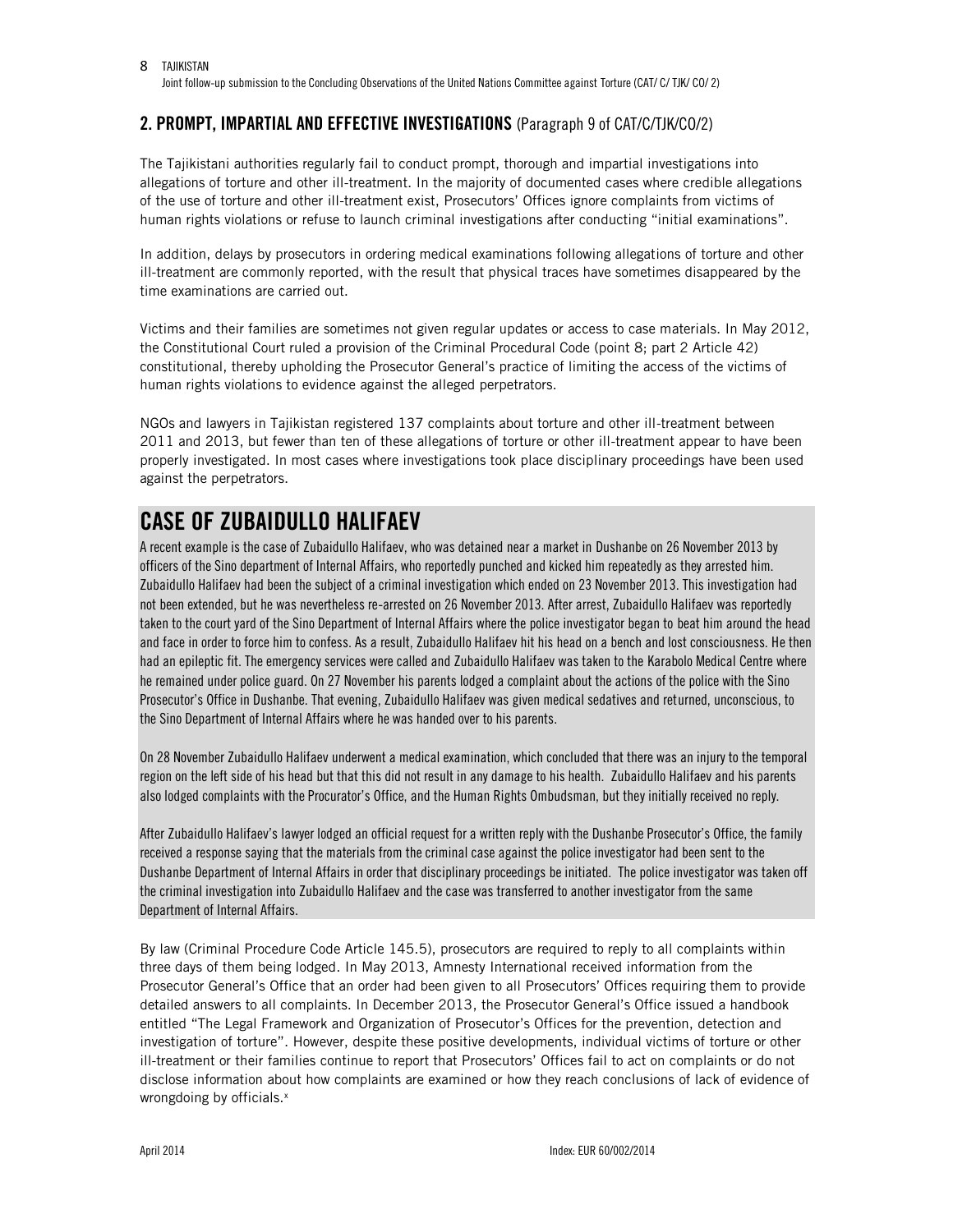## 2. PROMPT, IMPARTIAL AND EFFECTIVE INVESTIGATIONS (Paragraph 9 of CAT/C/TJK/CO/2)

The Tajikistani authorities regularly fail to conduct prompt, thorough and impartial investigations into allegations of torture and other ill-treatment. In the majority of documented cases where credible allegations of the use of torture and other ill-treatment exist, Prosecutors' Offices ignore complaints from victims of human rights violations or refuse to launch criminal investigations after conducting "initial examinations".

In addition, delays by prosecutors in ordering medical examinations following allegations of torture and other ill-treatment are commonly reported, with the result that physical traces have sometimes disappeared by the time examinations are carried out.

Victims and their families are sometimes not given regular updates or access to case materials. In May 2012, the Constitutional Court ruled a provision of the Criminal Procedural Code (point 8; part 2 Article 42) constitutional, thereby upholding the Prosecutor General's practice of limiting the access of the victims of human rights violations to evidence against the alleged perpetrators.

NGOs and lawyers in Tajikistan registered 137 complaints about torture and other ill-treatment between 2011 and 2013, but fewer than ten of these allegations of torture or other ill-treatment appear to have been properly investigated. In most cases where investigations took place disciplinary proceedings have been used against the perpetrators.

# CASE OF ZUBAIDULLO HALIFAEV

A recent example is the case of Zubaidullo Halifaev, who was detained near a market in Dushanbe on 26 November 2013 by officers of the Sino department of Internal Affairs, who reportedly punched and kicked him repeatedly as they arrested him. Zubaidullo Halifaev had been the subject of a criminal investigation which ended on 23 November 2013. This investigation had not been extended, but he was nevertheless re-arrested on 26 November 2013. After arrest, Zubaidullo Halifaev was reportedly taken to the court yard of the Sino Department of Internal Affairs where the police investigator began to beat him around the head and face in order to force him to confess. As a result, Zubaidullo Halifaev hit his head on a bench and lost consciousness. He then had an epileptic fit. The emergency services were called and Zubaidullo Halifaev was taken to the Karabolo Medical Centre where he remained under police guard. On 27 November his parents lodged a complaint about the actions of the police with the Sino Prosecutor's Office in Dushanbe. That evening, Zubaidullo Halifaev was given medical sedatives and returned, unconscious, to the Sino Department of Internal Affairs where he was handed over to his parents.

On 28 November Zubaidullo Halifaev underwent a medical examination, which concluded that there was an injury to the temporal region on the left side of his head but that this did not result in any damage to his health. Zubaidullo Halifaev and his parents also lodged complaints with the Procurator's Office, and the Human Rights Ombudsman, but they initially received no reply.

After Zubaidullo Halifaev's lawyer lodged an official request for a written reply with the Dushanbe Prosecutor's Office, the family received a response saying that the materials from the criminal case against the police investigator had been sent to the Dushanbe Department of Internal Affairs in order that disciplinary proceedings be initiated. The police investigator was taken off the criminal investigation into Zubaidullo Halifaev and the case was transferred to another investigator from the same Department of Internal Affairs.

By law (Criminal Procedure Code Article 145.5), prosecutors are required to reply to all complaints within three days of them being lodged. In May 2013, Amnesty International received information from the Prosecutor General's Office that an order had been given to all Prosecutors' Offices requiring them to provide detailed answers to all complaints. In December 2013, the Prosecutor General's Office issued a handbook entitled "The Legal Framework and Organization of Prosecutor's Offices for the prevention, detection and investigation of torture". However, despite these positive developments, individual victims of torture or other ill-treatment or their families continue to report that Prosecutors' Offices fail to act on complaints or do not disclose information about how complaints are examined or how they reach conclusions of lack of evidence of wrongdoing by officials.[x]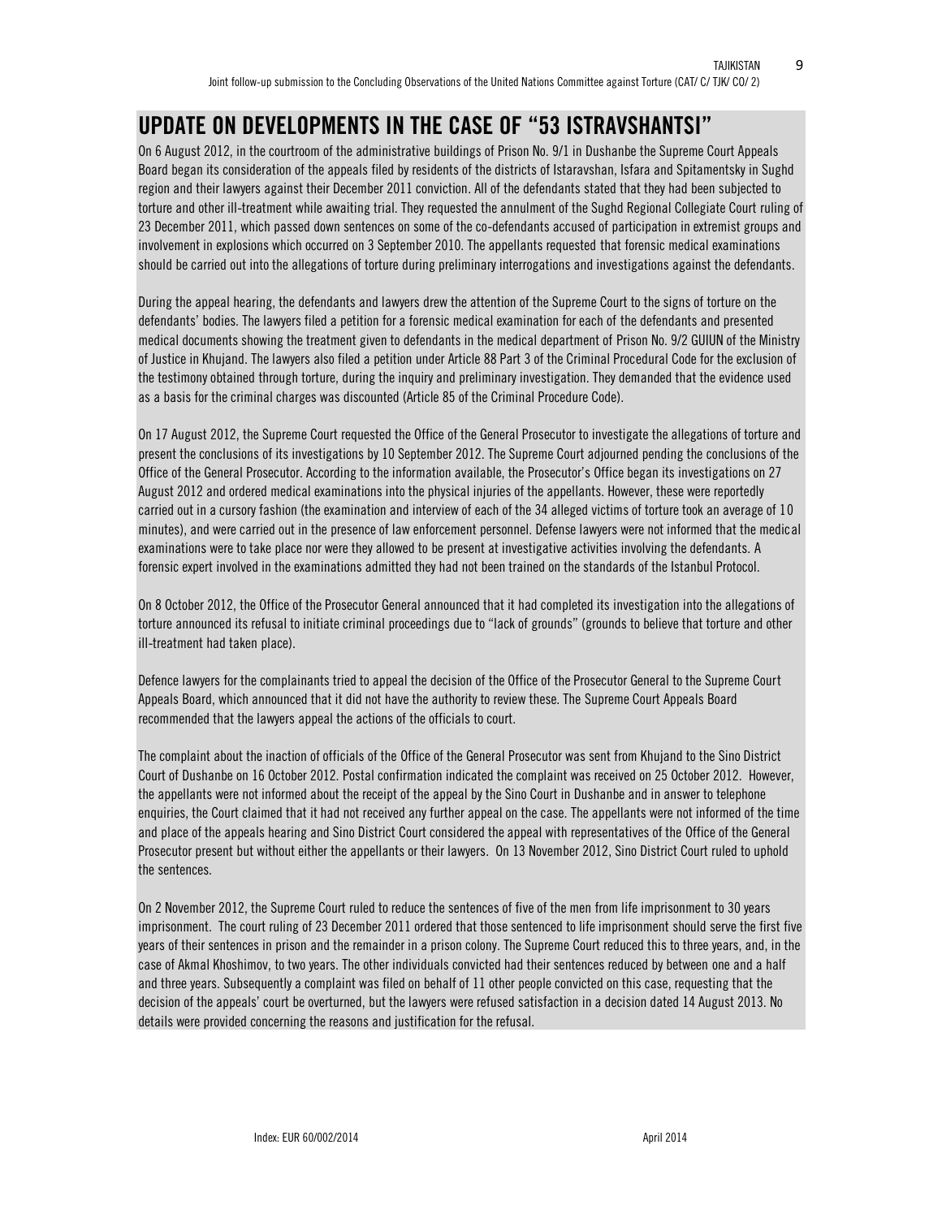## UPDATE ON DEVELOPMENTS IN THE CASE OF "53 ISTRAVSHANTSI"

On 6 August 2012, in the courtroom of the administrative buildings of Prison No. 9/1 in Dushanbe the Supreme Court Appeals Board began its consideration of the appeals filed by residents of the districts of Istaravshan, Isfara and Spitamentsky in Sughd region and their lawyers against their December 2011 conviction. All of the defendants stated that they had been subjected to torture and other ill-treatment while awaiting trial. They requested the annulment of the Sughd Regional Collegiate Court ruling of 23 December 2011, which passed down sentences on some of the co-defendants accused of participation in extremist groups and involvement in explosions which occurred on 3 September 2010. The appellants requested that forensic medical examinations should be carried out into the allegations of torture during preliminary interrogations and investigations against the defendants.

During the appeal hearing, the defendants and lawyers drew the attention of the Supreme Court to the signs of torture on the defendants' bodies. The lawyers filed a petition for a forensic medical examination for each of the defendants and presented medical documents showing the treatment given to defendants in the medical department of Prison No. 9/2 GUIUN of the Ministry of Justice in Khujand. The lawyers also filed a petition under Article 88 Part 3 of the Criminal Procedural Code for the exclusion of the testimony obtained through torture, during the inquiry and preliminary investigation. They demanded that the evidence used as a basis for the criminal charges was discounted (Article 85 of the Criminal Procedure Code).

On 17 August 2012, the Supreme Court requested the Office of the General Prosecutor to investigate the allegations of torture and present the conclusions of its investigations by 10 September 2012. The Supreme Court adjourned pending the conclusions of the Office of the General Prosecutor. According to the information available, the Prosecutor's Office began its investigations on 27 August 2012 and ordered medical examinations into the physical injuries of the appellants. However, these were reportedly carried out in a cursory fashion (the examination and interview of each of the 34 alleged victims of torture took an average of 10 minutes), and were carried out in the presence of law enforcement personnel. Defense lawyers were not informed that the medical examinations were to take place nor were they allowed to be present at investigative activities involving the defendants. A forensic expert involved in the examinations admitted they had not been trained on the standards of the Istanbul Protocol.

On 8 October 2012, the Office of the Prosecutor General announced that it had completed its investigation into the allegations of torture announced its refusal to initiate criminal proceedings due to "lack of grounds" (grounds to believe that torture and other ill-treatment had taken place).

Defence lawyers for the complainants tried to appeal the decision of the Office of the Prosecutor General to the Supreme Court Appeals Board, which announced that it did not have the authority to review these. The Supreme Court Appeals Board recommended that the lawyers appeal the actions of the officials to court.

The complaint about the inaction of officials of the Office of the General Prosecutor was sent from Khujand to the Sino District Court of Dushanbe on 16 October 2012. Postal confirmation indicated the complaint was received on 25 October 2012. However, the appellants were not informed about the receipt of the appeal by the Sino Court in Dushanbe and in answer to telephone enquiries, the Court claimed that it had not received any further appeal on the case. The appellants were not informed of the time and place of the appeals hearing and Sino District Court considered the appeal with representatives of the Office of the General Prosecutor present but without either the appellants or their lawyers. On 13 November 2012, Sino District Court ruled to uphold the sentences.

On 2 November 2012, the Supreme Court ruled to reduce the sentences of five of the men from life imprisonment to 30 years imprisonment. The court ruling of 23 December 2011 ordered that those sentenced to life imprisonment should serve the first five years of their sentences in prison and the remainder in a prison colony. The Supreme Court reduced this to three years, and, in the case of Akmal Khoshimov, to two years. The other individuals convicted had their sentences reduced by between one and a half and three years. Subsequently a complaint was filed on behalf of 11 other people convicted on this case, requesting that the decision of the appeals' court be overturned, but the lawyers were refused satisfaction in a decision dated 14 August 2013. No details were provided concerning the reasons and justification for the refusal.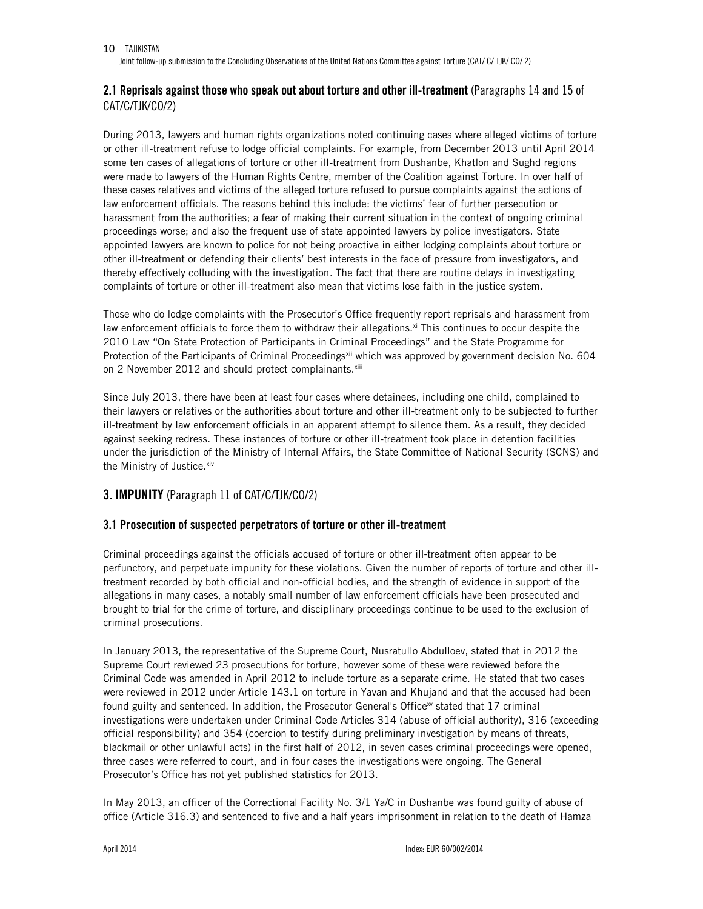## 2.1 Reprisals against those who speak out about torture and other ill-treatment (Paragraphs 14 and 15 of CAT/C/TJK/CO/2)

During 2013, lawyers and human rights organizations noted continuing cases where alleged victims of torture or other ill-treatment refuse to lodge official complaints. For example, from December 2013 until April 2014 some ten cases of allegations of torture or other ill-treatment from Dushanbe, Khatlon and Sughd regions were made to lawyers of the Human Rights Centre, member of the Coalition against Torture. In over half of these cases relatives and victims of the alleged torture refused to pursue complaints against the actions of law enforcement officials. The reasons behind this include: the victims' fear of further persecution or harassment from the authorities; a fear of making their current situation in the context of ongoing criminal proceedings worse; and also the frequent use of state appointed lawyers by police investigators. State appointed lawyers are known to police for not being proactive in either lodging complaints about torture or other ill-treatment or defending their clients' best interests in the face of pressure from investigators, and thereby effectively colluding with the investigation. The fact that there are routine delays in investigating complaints of torture or other ill-treatment also mean that victims lose faith in the justice system.

Those who do lodge complaints with the Prosecutor's Office frequently report reprisals and harassment from law enforcement officials to force them to withdraw their allegations.[xi] This continues to occur despite the 2010 Law "On State Protection of Participants in Criminal Proceedings" and the State Programme for Protection of the Participants of Criminal Proceedings[xii] which was approved by government decision No. 604 on 2 November 2012 and should protect complainants.[xiii]

Since July 2013, there have been at least four cases where detainees, including one child, complained to their lawyers or relatives or the authorities about torture and other ill-treatment only to be subjected to further ill-treatment by law enforcement officials in an apparent attempt to silence them. As a result, they decided against seeking redress. These instances of torture or other ill-treatment took place in detention facilities under the jurisdiction of the Ministry of Internal Affairs, the State Committee of National Security (SCNS) and the Ministry of Justice.[xiv]

# 3. IMPUNITY (Paragraph 11 of CAT/C/TJK/CO/2)

## 3.1 Prosecution of suspected perpetrators of torture or other ill-treatment

Criminal proceedings against the officials accused of torture or other ill-treatment often appear to be perfunctory, and perpetuate impunity for these violations. Given the number of reports of torture and other ill-treatment recorded by both official and non-official bodies, and the strength of evidence in support of the allegations in many cases, a notably small number of law enforcement officials have been prosecuted and brought to trial for the crime of torture, and disciplinary proceedings continue to be used to the exclusion of criminal prosecutions.

In January 2013, the representative of the Supreme Court, Nusratullo Abdulloev, stated that in 2012 the Supreme Court reviewed 23 prosecutions for torture, however some of these were reviewed before the Criminal Code was amended in April 2012 to include torture as a separate crime. He stated that two cases were reviewed in 2012 under Article 143.1 on torture in Yavan and Khujand and that the accused had been found guilty and sentenced. In addition, the Prosecutor General's Office[xv] stated that 17 criminal investigations were undertaken under Criminal Code Articles 314 (abuse of official authority), 316 (exceeding official responsibility) and 354 (coercion to testify during preliminary investigation by means of threats, blackmail or other unlawful acts) in the first half of 2012, in seven cases criminal proceedings were opened, three cases were referred to court, and in four cases the investigations were ongoing. The General Prosecutor's Office has not yet published statistics for 2013.

In May 2013, an officer of the Correctional Facility No. 3/1 Ya/C in Dushanbe was found guilty of abuse of office (Article 316.3) and sentenced to five and a half years imprisonment in relation to the death of Hamza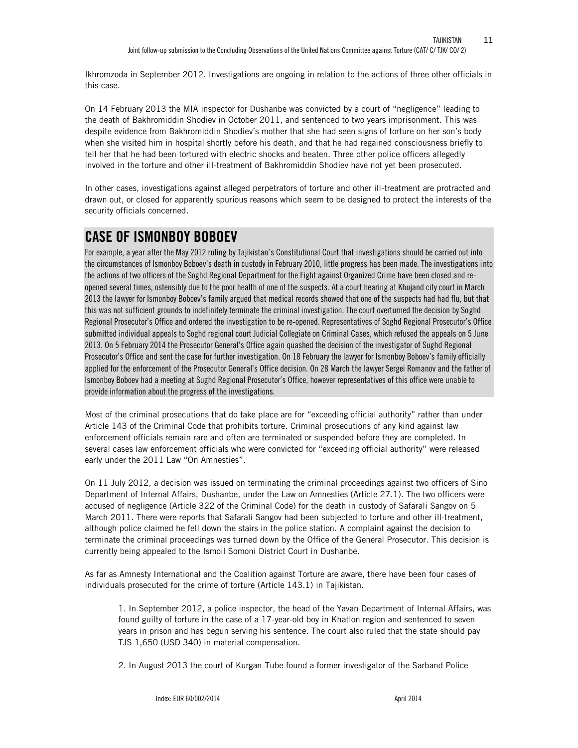Ikhromzoda in September 2012. Investigations are ongoing in relation to the actions of three other officials in this case.

On 14 February 2013 the MIA inspector for Dushanbe was convicted by a court of "negligence" leading to the death of Bakhromiddin Shodiev in October 2011, and sentenced to two years imprisonment. This was despite evidence from Bakhromiddin Shodiev's mother that she had seen signs of torture on her son's body when she visited him in hospital shortly before his death, and that he had regained consciousness briefly to tell her that he had been tortured with electric shocks and beaten. Three other police officers allegedly involved in the torture and other ill-treatment of Bakhromiddin Shodiev have not yet been prosecuted.

In other cases, investigations against alleged perpetrators of torture and other ill-treatment are protracted and drawn out, or closed for apparently spurious reasons which seem to be designed to protect the interests of the security officials concerned.

## CASE OF ISMONBOY BOBOEV

For example, a year after the May 2012 ruling by Tajikistan's Constitutional Court that investigations should be carried out into the circumstances of Ismonboy Boboev's death in custody in February 2010, little progress has been made. The investigations into the actions of two officers of the Soghd Regional Department for the Fight against Organized Crime have been closed and re-opened several times, ostensibly due to the poor health of one of the suspects. At a court hearing at Khujand city court in March 2013 the lawyer for Ismonboy Boboev's family argued that medical records showed that one of the suspects had had flu, but that this was not sufficient grounds to indefinitely terminate the criminal investigation. The court overturned the decision by Soghd Regional Prosecutor's Office and ordered the investigation to be re-opened. Representatives of Soghd Regional Prosecutor's Office submitted individual appeals to Soghd regional court Judicial Collegiate on Criminal Cases, which refused the appeals on 5 June 2013. On 5 February 2014 the Prosecutor General's Office again quashed the decision of the investigator of Sughd Regional Prosecutor's Office and sent the case for further investigation. On 18 February the lawyer for Ismonboy Boboev's family officially applied for the enforcement of the Prosecutor General's Office decision. On 28 March the lawyer Sergei Romanov and the father of Ismonboy Boboev had a meeting at Sughd Regional Prosecutor's Office, however representatives of this office were unable to provide information about the progress of the investigations.

Most of the criminal prosecutions that do take place are for "exceeding official authority" rather than under Article 143 of the Criminal Code that prohibits torture. Criminal prosecutions of any kind against law enforcement officials remain rare and often are terminated or suspended before they are completed. In several cases law enforcement officials who were convicted for "exceeding official authority" were released early under the 2011 Law "On Amnesties".

On 11 July 2012, a decision was issued on terminating the criminal proceedings against two officers of Sino Department of Internal Affairs, Dushanbe, under the Law on Amnesties (Article 27.1). The two officers were accused of negligence (Article 322 of the Criminal Code) for the death in custody of Safarali Sangov on 5 March 2011. There were reports that Safarali Sangov had been subjected to torture and other ill-treatment, although police claimed he fell down the stairs in the police station. A complaint against the decision to terminate the criminal proceedings was turned down by the Office of the General Prosecutor. This decision is currently being appealed to the Ismoil Somoni District Court in Dushanbe.

As far as Amnesty International and the Coalition against Torture are aware, there have been four cases of individuals prosecuted for the crime of torture (Article 143.1) in Tajikistan.

1. In September 2012, a police inspector, the head of the Yavan Department of Internal Affairs, was found guilty of torture in the case of a 17-year-old boy in Khatlon region and sentenced to seven years in prison and has begun serving his sentence. The court also ruled that the state should pay TJS 1,650 (USD 340) in material compensation.

2. In August 2013 the court of Kurgan-Tube found a former investigator of the Sarband Police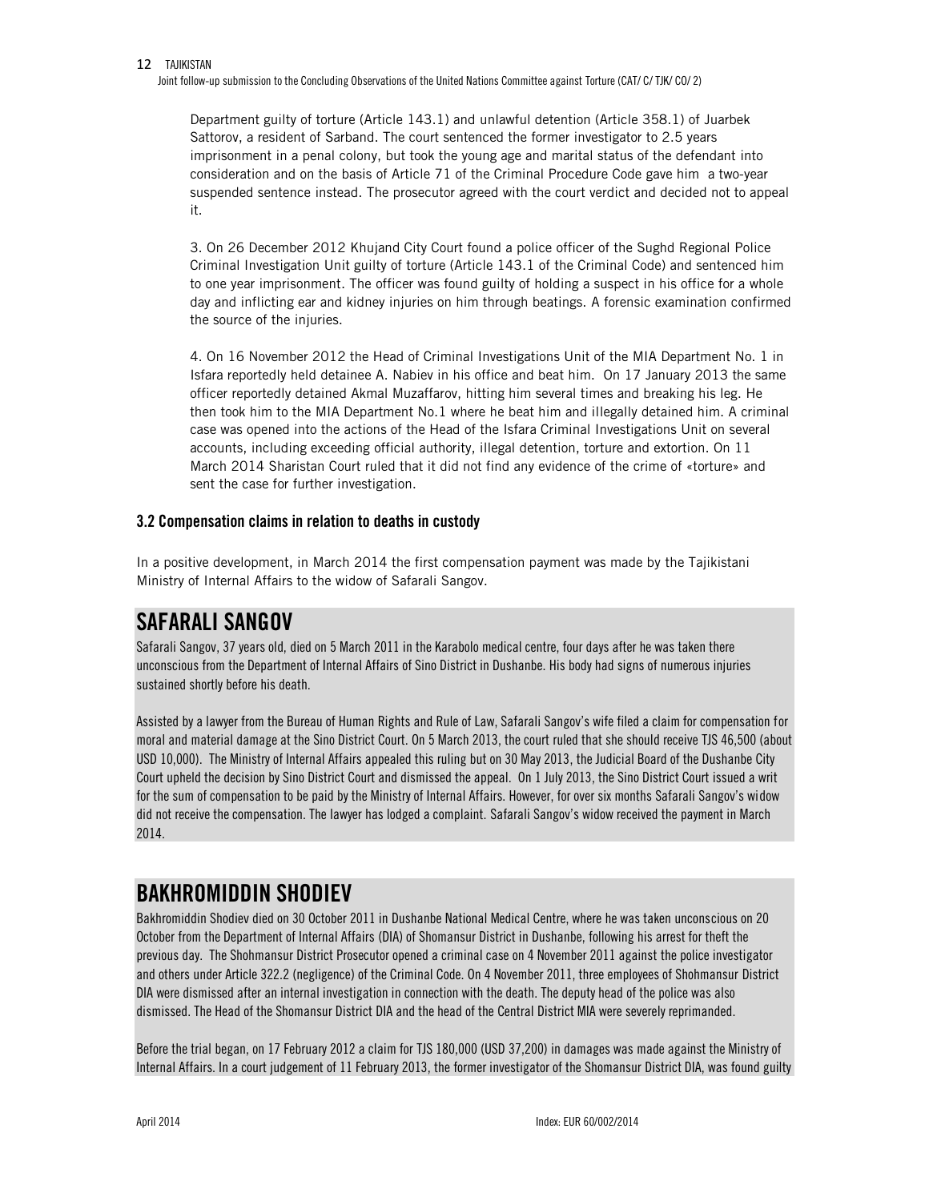Department guilty of torture (Article 143.1) and unlawful detention (Article 358.1) of Juarbek Sattorov, a resident of Sarband. The court sentenced the former investigator to 2.5 years imprisonment in a penal colony, but took the young age and marital status of the defendant into consideration and on the basis of Article 71 of the Criminal Procedure Code gave him a two-year suspended sentence instead. The prosecutor agreed with the court verdict and decided not to appeal it.

3. On 26 December 2012 Khujand City Court found a police officer of the Sughd Regional Police Criminal Investigation Unit guilty of torture (Article 143.1 of the Criminal Code) and sentenced him to one year imprisonment. The officer was found guilty of holding a suspect in his office for a whole day and inflicting ear and kidney injuries on him through beatings. A forensic examination confirmed the source of the injuries.

4. On 16 November 2012 the Head of Criminal Investigations Unit of the MIA Department No. 1 in Isfara reportedly held detainee A. Nabiev in his office and beat him. On 17 January 2013 the same officer reportedly detained Akmal Muzaffarov, hitting him several times and breaking his leg. He then took him to the MIA Department No.1 where he beat him and illegally detained him. A criminal case was opened into the actions of the Head of the Isfara Criminal Investigations Unit on several accounts, including exceeding official authority, illegal detention, torture and extortion. On 11 March 2014 Sharistan Court ruled that it did not find any evidence of the crime of «torture» and sent the case for further investigation.

### 3.2 Compensation claims in relation to deaths in custody

In a positive development, in March 2014 the first compensation payment was made by the Tajikistani Ministry of Internal Affairs to the widow of Safarali Sangov.

## SAFARALI SANGOV

Safarali Sangov, 37 years old, died on 5 March 2011 in the Karabolo medical centre, four days after he was taken there unconscious from the Department of Internal Affairs of Sino District in Dushanbe. His body had signs of numerous injuries sustained shortly before his death.

Assisted by a lawyer from the Bureau of Human Rights and Rule of Law, Safarali Sangov's wife filed a claim for compensation for moral and material damage at the Sino District Court. On 5 March 2013, the court ruled that she should receive TJS 46,500 (about USD 10,000). The Ministry of Internal Affairs appealed this ruling but on 30 May 2013, the Judicial Board of the Dushanbe City Court upheld the decision by Sino District Court and dismissed the appeal. On 1 July 2013, the Sino District Court issued a writ for the sum of compensation to be paid by the Ministry of Internal Affairs. However, for over six months Safarali Sangov's widow did not receive the compensation. The lawyer has lodged a complaint. Safarali Sangov's widow received the payment in March 2014.

## BAKHROMIDDIN SHODIEV

Bakhromiddin Shodiev died on 30 October 2011 in Dushanbe National Medical Centre, where he was taken unconscious on 20 October from the Department of Internal Affairs (DIA) of Shomansur District in Dushanbe, following his arrest for theft the previous day. The Shohmansur District Prosecutor opened a criminal case on 4 November 2011 against the police investigator and others under Article 322.2 (negligence) of the Criminal Code. On 4 November 2011, three employees of Shohmansur District DIA were dismissed after an internal investigation in connection with the death. The deputy head of the police was also dismissed. The Head of the Shomansur District DIA and the head of the Central District MIA were severely reprimanded.

Before the trial began, on 17 February 2012 a claim for TJS 180,000 (USD 37,200) in damages was made against the Ministry of Internal Affairs. In a court judgement of 11 February 2013, the former investigator of the Shomansur District DIA, was found guilty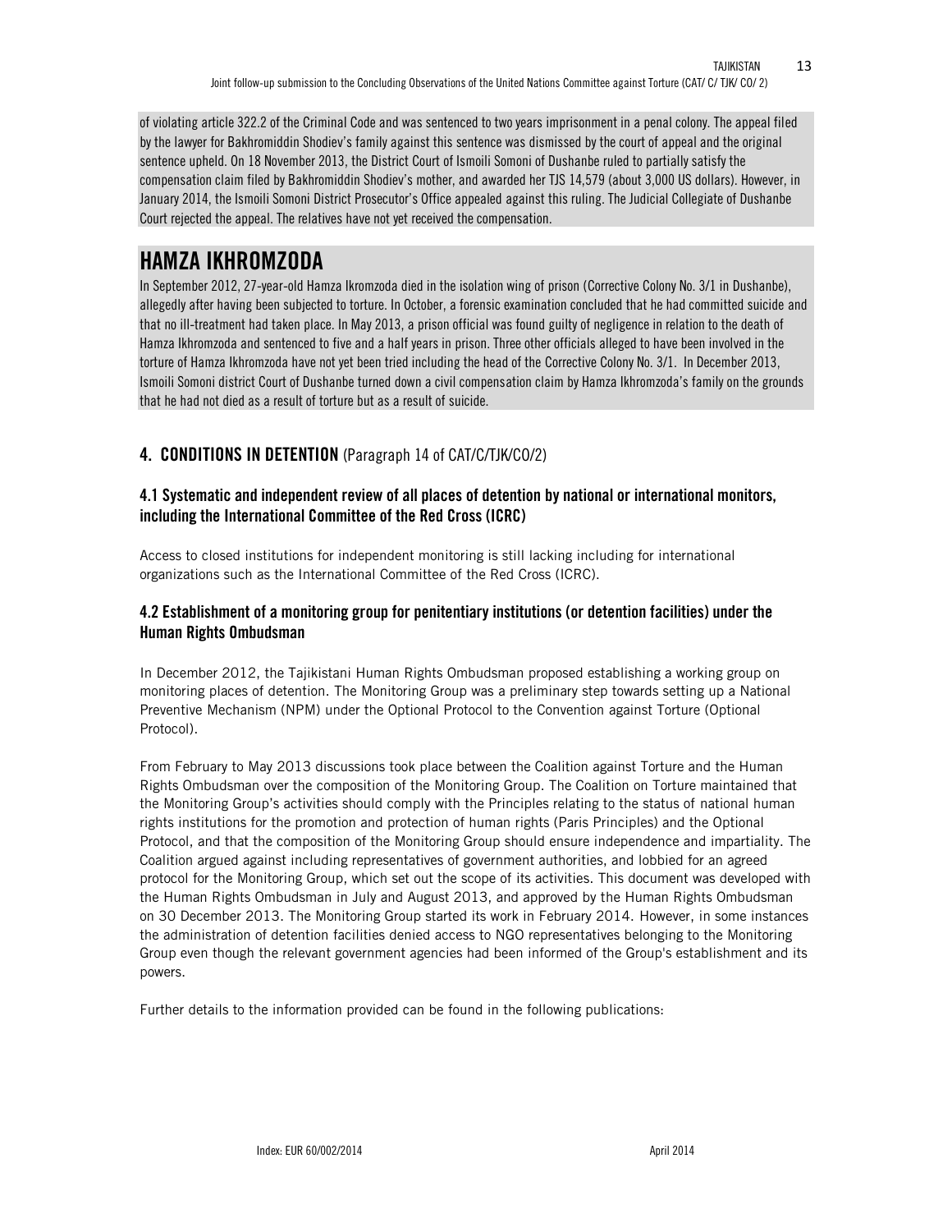of violating article 322.2 of the Criminal Code and was sentenced to two years imprisonment in a penal colony. The appeal filed by the lawyer for Bakhromiddin Shodiev's family against this sentence was dismissed by the court of appeal and the original sentence upheld. On 18 November 2013, the District Court of Ismoili Somoni of Dushanbe ruled to partially satisfy the compensation claim filed by Bakhromiddin Shodiev's mother, and awarded her TJS 14,579 (about 3,000 US dollars). However, in January 2014, the Ismoili Somoni District Prosecutor's Office appealed against this ruling. The Judicial Collegiate of Dushanbe Court rejected the appeal. The relatives have not yet received the compensation.

# HAMZA IKHROMZODA

In September 2012, 27-year-old Hamza Ikromzoda died in the isolation wing of prison (Corrective Colony No. 3/1 in Dushanbe), allegedly after having been subjected to torture. In October, a forensic examination concluded that he had committed suicide and that no ill-treatment had taken place. In May 2013, a prison official was found guilty of negligence in relation to the death of Hamza Ikhromzoda and sentenced to five and a half years in prison. Three other officials alleged to have been involved in the torture of Hamza Ikhromzoda have not yet been tried including the head of the Corrective Colony No. 3/1. In December 2013, Ismoili Somoni district Court of Dushanbe turned down a civil compensation claim by Hamza Ikhromzoda's family on the grounds that he had not died as a result of torture but as a result of suicide.

## 4. CONDITIONS IN DETENTION (Paragraph 14 of CAT/C/TJK/CO/2)

### 4.1 Systematic and independent review of all places of detention by national or international monitors, including the International Committee of the Red Cross (ICRC)

Access to closed institutions for independent monitoring is still lacking including for international organizations such as the International Committee of the Red Cross (ICRC).

### 4.2 Establishment of a monitoring group for penitentiary institutions (or detention facilities) under the Human Rights Ombudsman

In December 2012, the Tajikistani Human Rights Ombudsman proposed establishing a working group on monitoring places of detention. The Monitoring Group was a preliminary step towards setting up a National Preventive Mechanism (NPM) under the Optional Protocol to the Convention against Torture (Optional Protocol).

From February to May 2013 discussions took place between the Coalition against Torture and the Human Rights Ombudsman over the composition of the Monitoring Group. The Coalition on Torture maintained that the Monitoring Group's activities should comply with the Principles relating to the status of national human rights institutions for the promotion and protection of human rights (Paris Principles) and the Optional Protocol, and that the composition of the Monitoring Group should ensure independence and impartiality. The Coalition argued against including representatives of government authorities, and lobbied for an agreed protocol for the Monitoring Group, which set out the scope of its activities. This document was developed with the Human Rights Ombudsman in July and August 2013, and approved by the Human Rights Ombudsman on 30 December 2013. The Monitoring Group started its work in February 2014. However, in some instances the administration of detention facilities denied access to NGO representatives belonging to the Monitoring Group even though the relevant government agencies had been informed of the Group's establishment and its powers.

Further details to the information provided can be found in the following publications: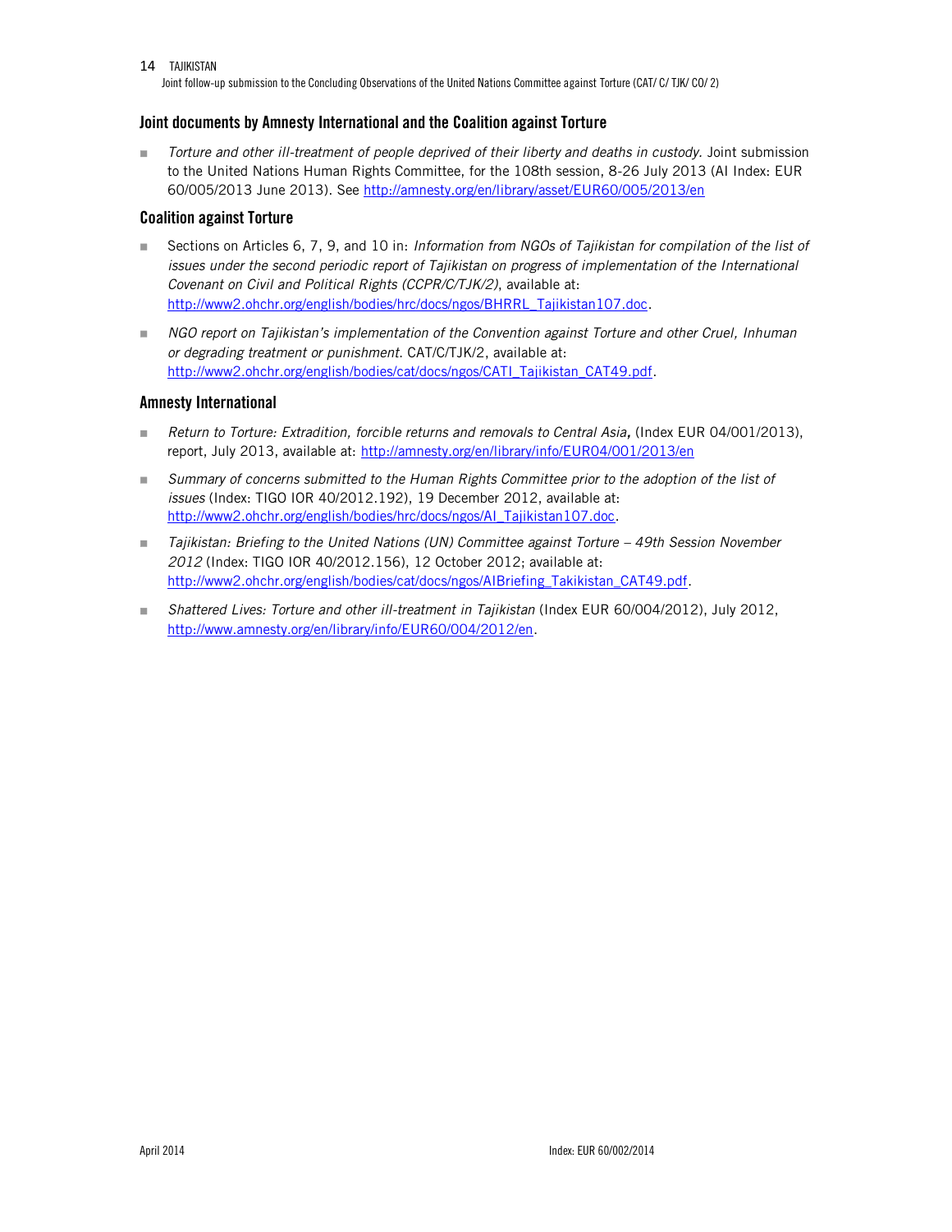## Joint documents by Amnesty International and the Coalition against Torture

- *Torture and other ill-treatment of people deprived of their liberty and deaths in custody.* Joint submission to the United Nations Human Rights Committee, for the 108th session, 8-26 July 2013 (AI Index: EUR 60/005/2013 June 2013). See http://amnesty.org/en/library/asset/EUR60/005/2013/en

## Coalition against Torture

- Sections on Articles 6, 7, 9, and 10 in: *Information from NGOs of Tajikistan for compilation of the list of issues under the second periodic report of Tajikistan on progress of implementation of the International Covenant on Civil and Political Rights (CCPR/C/TJK/2)*, available at: http://www2.ohchr.org/english/bodies/hrc/docs/ngos/BHRRL_Tajikistan107.doc.
- *NGO report on Tajikistan's implementation of the Convention against Torture and other Cruel, Inhuman or degrading treatment or punishment.* CAT/C/TJK/2, available at: http://www2.ohchr.org/english/bodies/cat/docs/ngos/CATI_Tajikistan_CAT49.pdf.

## Amnesty International

- *Return to Torture: Extradition, forcible returns and removals to Central Asia*, (Index EUR 04/001/2013), report, July 2013, available at: http://amnesty.org/en/library/info/EUR04/001/2013/en
- *Summary of concerns submitted to the Human Rights Committee prior to the adoption of the list of issues* (Index: TIGO IOR 40/2012.192), 19 December 2012, available at: http://www2.ohchr.org/english/bodies/hrc/docs/ngos/AI_Tajikistan107.doc.
- *Tajikistan: Briefing to the United Nations (UN) Committee against Torture – 49th Session November 2012* (Index: TIGO IOR 40/2012.156), 12 October 2012; available at: http://www2.ohchr.org/english/bodies/cat/docs/ngos/AIBriefing_Takikistan_CAT49.pdf.
- *Shattered Lives: Torture and other ill-treatment in Tajikistan* (Index EUR 60/004/2012), July 2012, http://www.amnesty.org/en/library/info/EUR60/004/2012/en.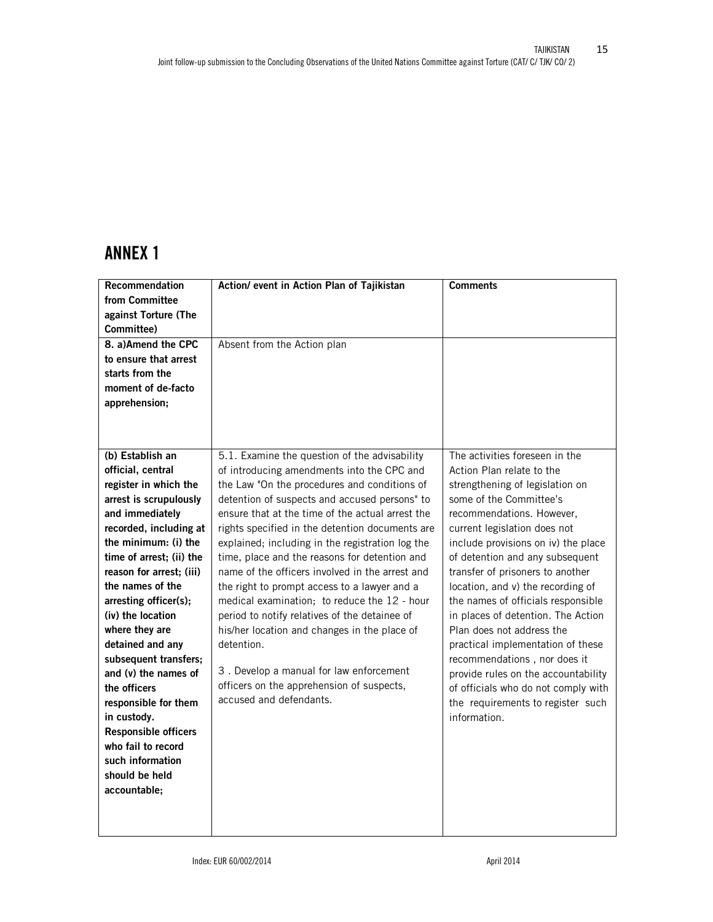# ANNEX 1

| Recommendation from Committee against Torture (The Committee) | Action/ event in Action Plan of Tajikistan | Comments |
|---|---|---|
| **8. a)Amend the CPC to ensure that arrest starts from the moment of de-facto apprehension;** | Absent from the Action plan | |
| **(b) Establish an official, central register in which the arrest is scrupulously and immediately recorded, including at the minimum: (i) the time of arrest; (ii) the reason for arrest; (iii) the names of the arresting officer(s); (iv) the location where they are detained and any subsequent transfers; and (v) the names of the officers responsible for them in custody. Responsible officers who fail to record such information should be held accountable;** | 5.1. Examine the question of the advisability of introducing amendments into the CPC and the Law "On the procedures and conditions of detention of suspects and accused persons" to ensure that at the time of the actual arrest the rights specified in the detention documents are explained; including in the registration log the time, place and the reasons for detention and name of the officers involved in the arrest and the right to prompt access to a lawyer and a medical examination; to reduce the 12 - hour period to notify relatives of the detainee of his/her location and changes in the place of detention.<br><br>3 . Develop a manual for law enforcement officers on the apprehension of suspects, accused and defendants. | The activities foreseen in the Action Plan relate to the strengthening of legislation on some of the Committee's recommendations. However, current legislation does not include provisions on iv) the place of detention and any subsequent transfer of prisoners to another location, and v) the recording of the names of officials responsible in places of detention. The Action Plan does not address the practical implementation of these recommendations , nor does it provide rules on the accountability of officials who do not comply with the requirements to register such information. |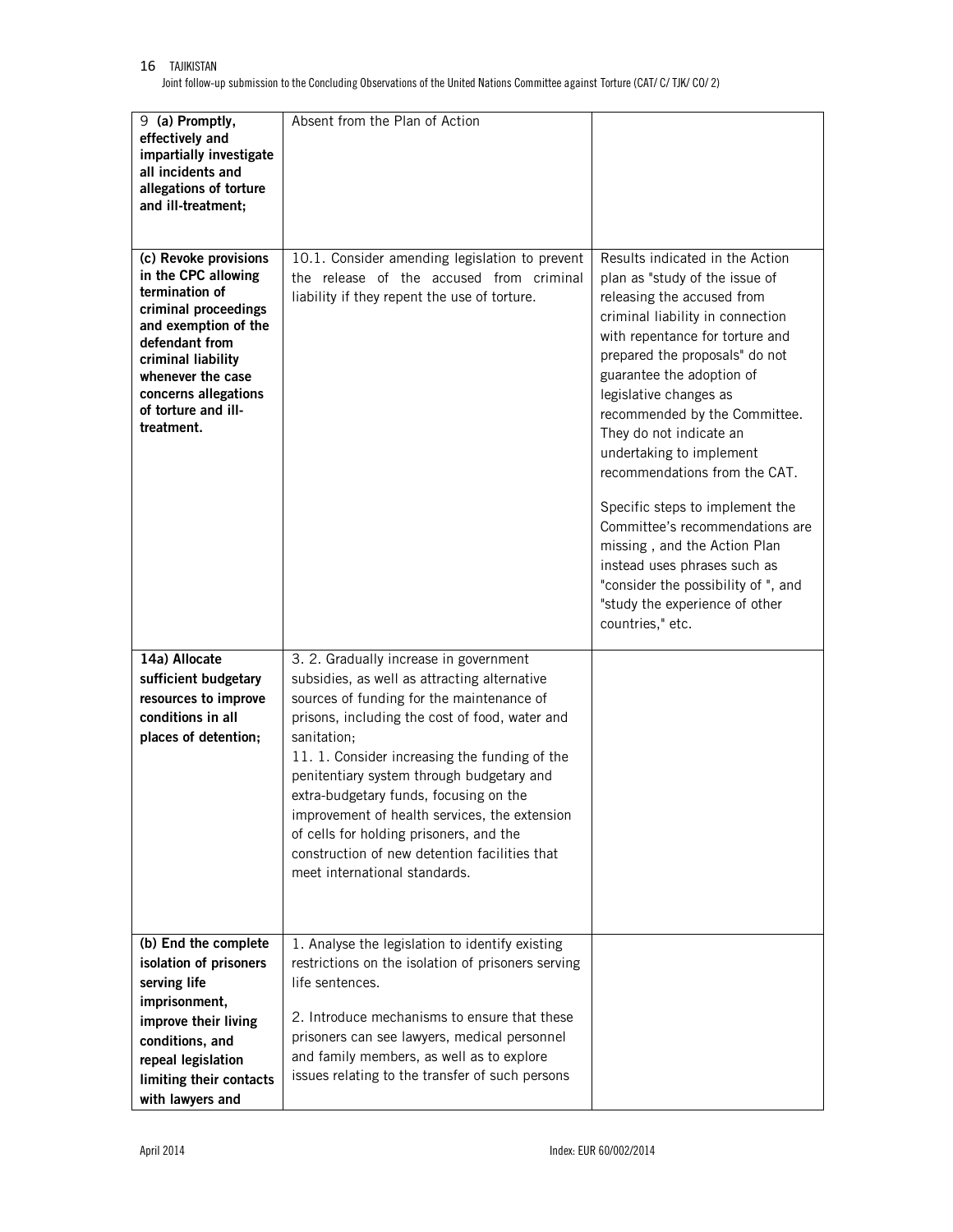| | | |
|---|---|---|
| 9 **(a) Promptly, effectively and impartially investigate all incidents and allegations of torture and ill-treatment;** | Absent from the Plan of Action | |
| **(c) Revoke provisions in the CPC allowing termination of criminal proceedings and exemption of the defendant from criminal liability whenever the case concerns allegations of torture and ill-treatment.** | 10.1. Consider amending legislation to prevent the release of the accused from criminal liability if they repent the use of torture. | Results indicated in the Action plan as "study of the issue of releasing the accused from criminal liability in connection with repentance for torture and prepared the proposals" do not guarantee the adoption of legislative changes as recommended by the Committee. They do not indicate an undertaking to implement recommendations from the CAT.<br><br>Specific steps to implement the Committee's recommendations are missing , and the Action Plan instead uses phrases such as "consider the possibility of ", and "study the experience of other countries," etc. |
| **14a) Allocate sufficient budgetary resources to improve conditions in all places of detention;** | 3. 2. Gradually increase in government subsidies, as well as attracting alternative sources of funding for the maintenance of prisons, including the cost of food, water and sanitation;<br>11. 1. Consider increasing the funding of the penitentiary system through budgetary and extra-budgetary funds, focusing on the improvement of health services, the extension of cells for holding prisoners, and the construction of new detention facilities that meet international standards. | |
| **(b) End the complete isolation of prisoners serving life imprisonment, improve their living conditions, and repeal legislation limiting their contacts with lawyers and** | 1. Analyse the legislation to identify existing restrictions on the isolation of prisoners serving life sentences.<br><br>2. Introduce mechanisms to ensure that these prisoners can see lawyers, medical personnel and family members, as well as to explore issues relating to the transfer of such persons | |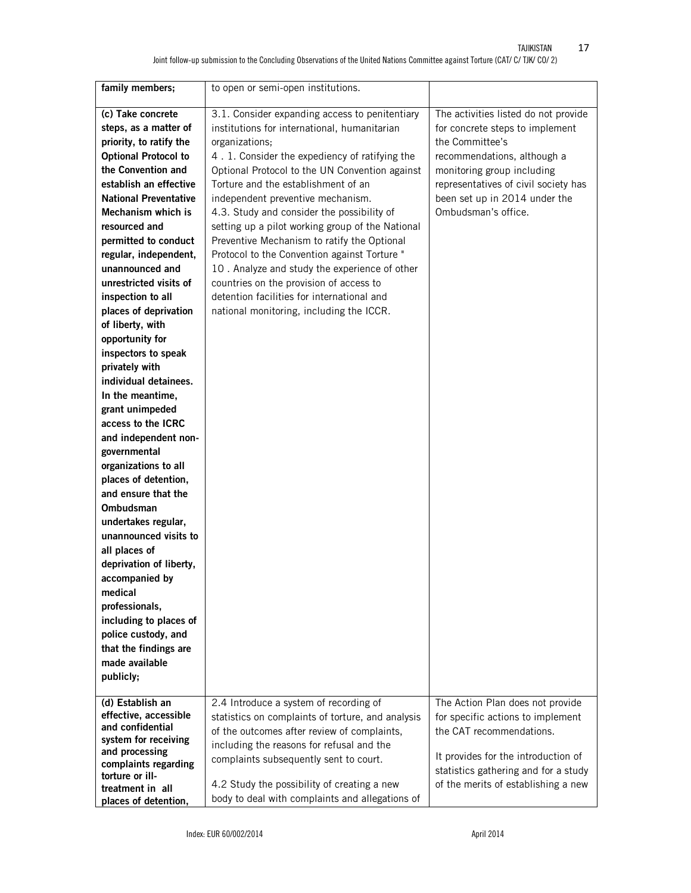| | | |
|---|---|---|
| **family members;** | to open or semi-open institutions. | |
| **(c) Take concrete steps, as a matter of priority, to ratify the Optional Protocol to the Convention and establish an effective National Preventative Mechanism which is resourced and permitted to conduct regular, independent, unannounced and unrestricted visits of inspection to all places of deprivation of liberty, with opportunity for inspectors to speak privately with individual detainees. In the meantime, grant unimpeded access to the ICRC and independent non-governmental organizations to all places of detention, and ensure that the Ombudsman undertakes regular, unannounced visits to all places of deprivation of liberty, accompanied by medical professionals, including to places of police custody, and that the findings are made available publicly;** | 3.1. Consider expanding access to penitentiary institutions for international, humanitarian organizations;<br>4 . 1. Consider the expediency of ratifying the Optional Protocol to the UN Convention against Torture and the establishment of an independent preventive mechanism.<br>4.3. Study and consider the possibility of setting up a pilot working group of the National Preventive Mechanism to ratify the Optional Protocol to the Convention against Torture "<br>10 . Analyze and study the experience of other countries on the provision of access to detention facilities for international and national monitoring, including the ICCR. | The activities listed do not provide for concrete steps to implement the Committee's recommendations, although a monitoring group including representatives of civil society has been set up in 2014 under the Ombudsman's office. |
| **(d) Establish an effective, accessible and confidential system for receiving and processing complaints regarding torture or ill-treatment in all places of detention,** | 2.4 Introduce a system of recording of statistics on complaints of torture, and analysis of the outcomes after review of complaints, including the reasons for refusal and the complaints subsequently sent to court.<br><br>4.2 Study the possibility of creating a new body to deal with complaints and allegations of | The Action Plan does not provide for specific actions to implement the CAT recommendations.<br><br>It provides for the introduction of statistics gathering and for a study of the merits of establishing a new |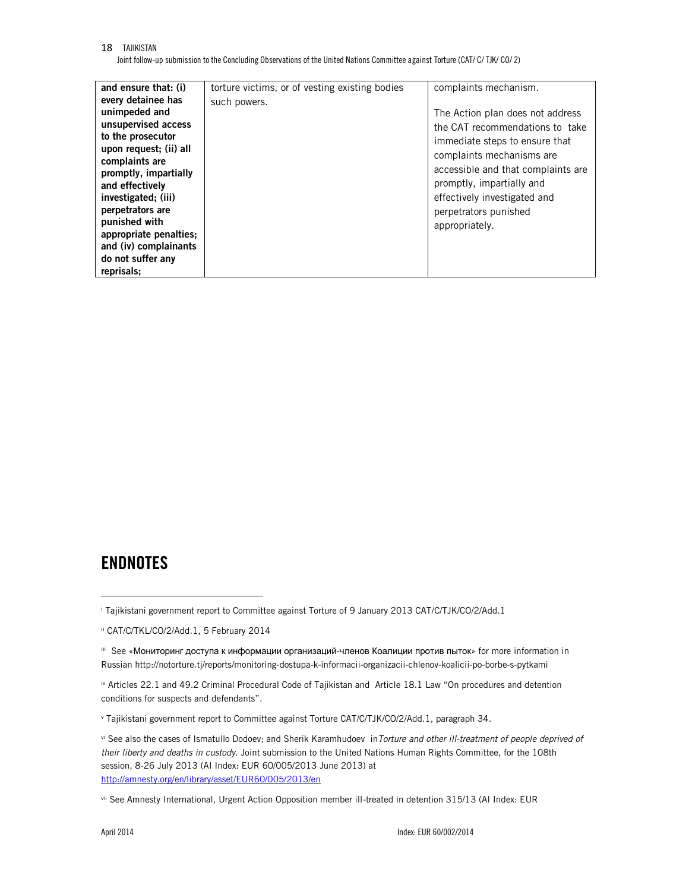| **and ensure that: (i) every detainee has unimpeded and unsupervised access to the prosecutor upon request; (ii) all complaints are promptly, impartially and effectively investigated; (iii) perpetrators are punished with appropriate penalties; and (iv) complainants do not suffer any reprisals;** | torture victims, or of vesting existing bodies such powers. | complaints mechanism.<br><br>The Action plan does not address the CAT recommendations to take immediate steps to ensure that complaints mechanisms are accessible and that complaints are promptly, impartially and effectively investigated and perpetrators punished appropriately. |
|---|---|---|

# ENDNOTES

[i] Tajikistani government report to Committee against Torture of 9 January 2013 CAT/C/TJK/CO/2/Add.1

[ii] CAT/C/TKL/CO/2/Add.1, 5 February 2014

[iii] See «Мониторинг доступа к информации организаций-членов Коалиции против пыток» for more information in Russian http://notorture.tj/reports/monitoring-dostupa-k-informacii-organizacii-chlenov-koalicii-po-borbe-s-pytkami

[iv] Articles 22.1 and 49.2 Criminal Procedural Code of Tajikistan and Article 18.1 Law "On procedures and detention conditions for suspects and defendants".

[v] Tajikistani government report to Committee against Torture CAT/C/TJK/CO/2/Add.1, paragraph 34.

[vi] See also the cases of Ismatullo Dodoev; and Sherik Karamhudoev in *Torture and other ill-treatment of people deprived of their liberty and deaths in custody.* Joint submission to the United Nations Human Rights Committee, for the 108th session, 8-26 July 2013 (AI Index: EUR 60/005/2013 June 2013) at http://amnesty.org/en/library/asset/EUR60/005/2013/en

[vii] See Amnesty International, Urgent Action Opposition member ill-treated in detention 315/13 (AI Index: EUR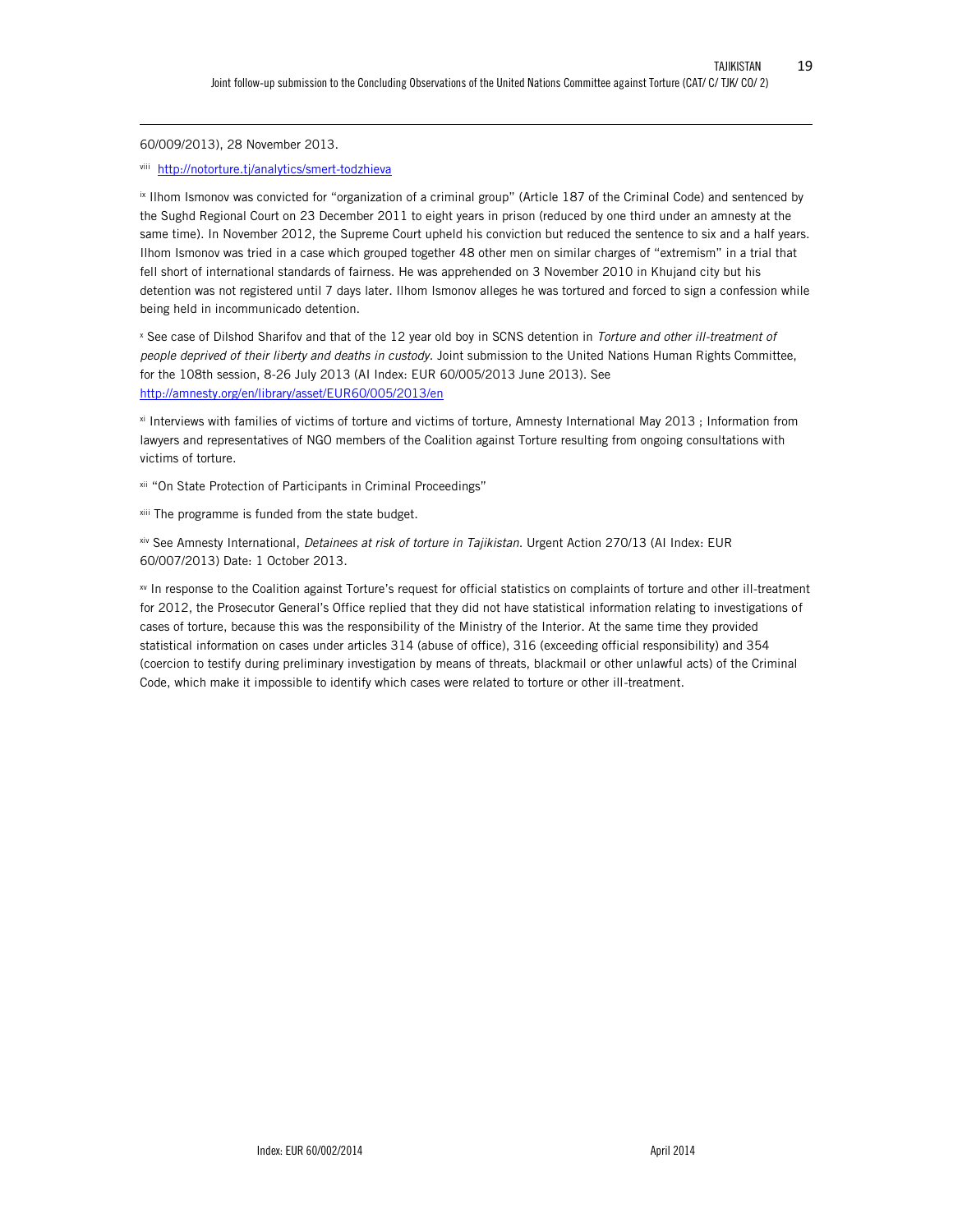60/009/2013), 28 November 2013.

[viii] http://notorture.tj/analytics/smert-todzhieva

[ix] Ilhom Ismonov was convicted for "organization of a criminal group" (Article 187 of the Criminal Code) and sentenced by the Sughd Regional Court on 23 December 2011 to eight years in prison (reduced by one third under an amnesty at the same time). In November 2012, the Supreme Court upheld his conviction but reduced the sentence to six and a half years. Ilhom Ismonov was tried in a case which grouped together 48 other men on similar charges of "extremism" in a trial that fell short of international standards of fairness. He was apprehended on 3 November 2010 in Khujand city but his detention was not registered until 7 days later. Ilhom Ismonov alleges he was tortured and forced to sign a confession while being held in incommunicado detention.

[x] See case of Dilshod Sharifov and that of the 12 year old boy in SCNS detention in *Torture and other ill-treatment of people deprived of their liberty and deaths in custody.* Joint submission to the United Nations Human Rights Committee, for the 108th session, 8-26 July 2013 (AI Index: EUR 60/005/2013 June 2013). See http://amnesty.org/en/library/asset/EUR60/005/2013/en

[xi] Interviews with families of victims of torture and victims of torture, Amnesty International May 2013 ; Information from lawyers and representatives of NGO members of the Coalition against Torture resulting from ongoing consultations with victims of torture.

[xii] "On State Protection of Participants in Criminal Proceedings"

[xiii] The programme is funded from the state budget.

[xiv] See Amnesty International, *Detainees at risk of torture in Tajikistan.* Urgent Action 270/13 (AI Index: EUR 60/007/2013) Date: 1 October 2013.

[xv] In response to the Coalition against Torture's request for official statistics on complaints of torture and other ill-treatment for 2012, the Prosecutor General's Office replied that they did not have statistical information relating to investigations of cases of torture, because this was the responsibility of the Ministry of the Interior. At the same time they provided statistical information on cases under articles 314 (abuse of office), 316 (exceeding official responsibility) and 354 (coercion to testify during preliminary investigation by means of threats, blackmail or other unlawful acts) of the Criminal Code, which make it impossible to identify which cases were related to torture or other ill-treatment.